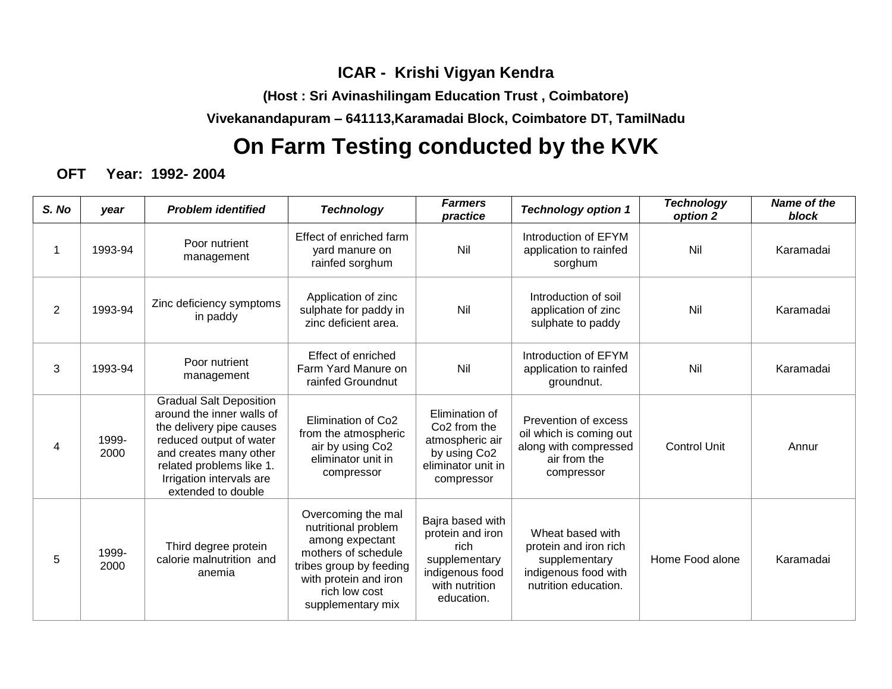**ICAR - Krishi Vigyan Kendra**

**(Host : Sri Avinashilingam Education Trust , Coimbatore)**

**Vivekanandapuram – 641113,Karamadai Block, Coimbatore DT, TamilNadu**

# On Farm Testing conducted by the KVK

**OFT Year: 1992- 2004**

| *S. No* | *year* | *Problem identified* | *Technology* | *Farmers practice* | *Technology option 1* | *Technology option 2* | *Name of the block* |
|---|---|---|---|---|---|---|---|
| 1 | 1993-94 | Poor nutrient management | Effect of enriched farm yard manure on rainfed sorghum | Nil | Introduction of EFYM application to rainfed sorghum | Nil | Karamadai |
| 2 | 1993-94 | Zinc deficiency symptoms in paddy | Application of zinc sulphate for paddy in zinc deficient area. | Nil | Introduction of soil application of zinc sulphate to paddy | Nil | Karamadai |
| 3 | 1993-94 | Poor nutrient management | Effect of enriched Farm Yard Manure on rainfed Groundnut | Nil | Introduction of EFYM application to rainfed groundnut. | Nil | Karamadai |
| 4 | 1999-2000 | Gradual Salt Deposition around the inner walls of the delivery pipe causes reduced output of water and creates many other related problems like 1. Irrigation intervals are extended to double | Elimination of Co2 from the atmospheric air by using Co2 eliminator unit in compressor | Elimination of Co2 from the atmospheric air by using Co2 eliminator unit in compressor | Prevention of excess oil which is coming out along with compressed air from the compressor | Control Unit | Annur |
| 5 | 1999-2000 | Third degree protein calorie malnutrition and anemia | Overcoming the mal nutritional problem among expectant mothers of schedule tribes group by feeding with protein and iron rich low cost supplementary mix | Bajra based with protein and iron rich supplementary indigenous food with nutrition education. | Wheat based with protein and iron rich supplementary indigenous food with nutrition education. | Home Food alone | Karamadai |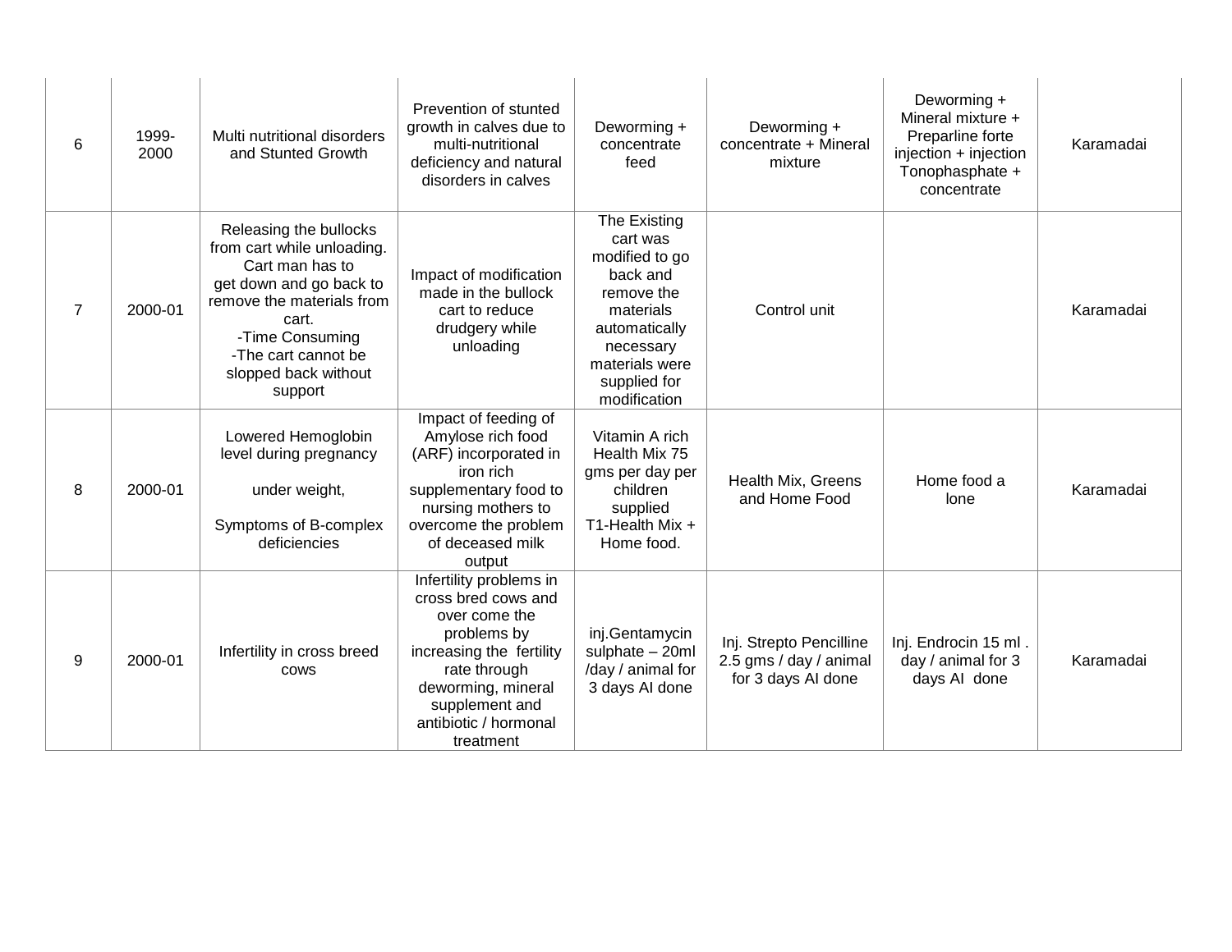| | | | | | | | |
|---|---|---|---|---|---|---|---|
| 6 | 1999-2000 | Multi nutritional disorders and Stunted Growth | Prevention of stunted growth in calves due to multi-nutritional deficiency and natural disorders in calves | Deworming + concentrate feed | Deworming + concentrate + Mineral mixture | Deworming + Mineral mixture + Preparline forte injection + injection Tonophasphate + concentrate | Karamadai |
| 7 | 2000-01 | Releasing the bullocks from cart while unloading. Cart man has to get down and go back to remove the materials from cart.<br>-Time Consuming<br>-The cart cannot be slopped back without support | Impact of modification made in the bullock cart to reduce drudgery while unloading | The Existing cart was modified to go back and remove the materials automatically necessary materials were supplied for modification | Control unit | | Karamadai |
| 8 | 2000-01 | Lowered Hemoglobin level during pregnancy<br><br>under weight,<br><br>Symptoms of B-complex deficiencies | Impact of feeding of Amylose rich food (ARF) incorporated in iron rich supplementary food to nursing mothers to overcome the problem of deceased milk output | Vitamin A rich Health Mix 75 gms per day per children supplied T1-Health Mix + Home food. | Health Mix, Greens and Home Food | Home food a lone | Karamadai |
| 9 | 2000-01 | Infertility in cross breed cows | Infertility problems in cross bred cows and over come the problems by increasing the fertility rate through deworming, mineral supplement and antibiotic / hormonal treatment | inj.Gentamycin sulphate – 20ml /day / animal for 3 days AI done | Inj. Strepto Pencilline 2.5 gms / day / animal for 3 days AI done | Inj. Endrocin 15 ml . day / animal for 3 days AI done | Karamadai |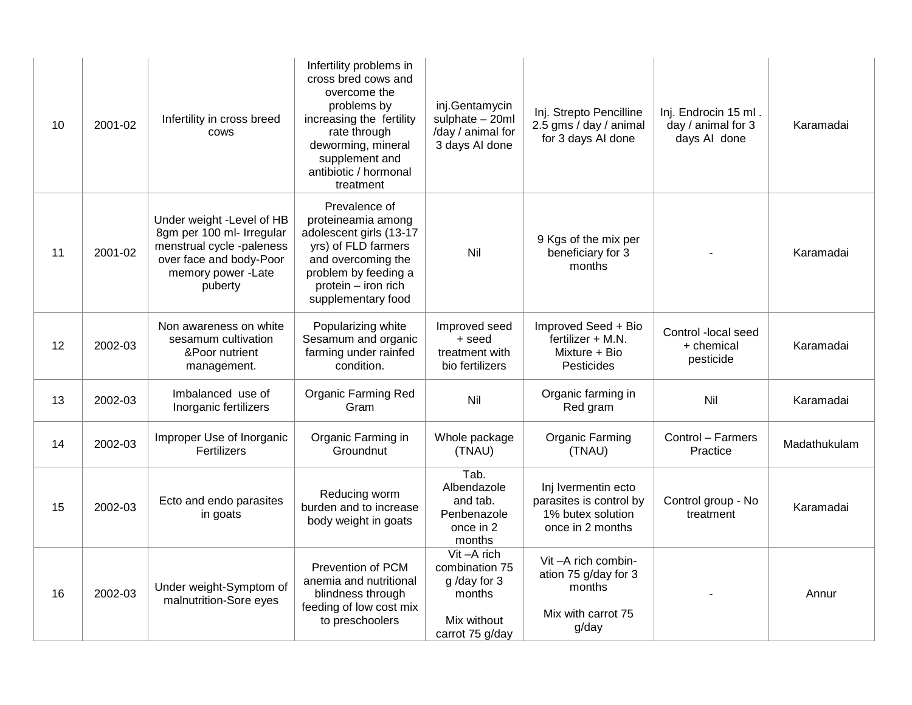| 10 | 2001-02 | Infertility in cross breed cows | Infertility problems in cross bred cows and overcome the problems by increasing the fertility rate through deworming, mineral supplement and antibiotic / hormonal treatment | inj.Gentamycin sulphate – 20ml /day / animal for 3 days AI done | Inj. Strepto Pencilline 2.5 gms / day / animal for 3 days AI done | Inj. Endrocin 15 ml . day / animal for 3 days AI done | Karamadai |
|---|---|---|---|---|---|---|---|
| 11 | 2001-02 | Under weight -Level of HB 8gm per 100 ml- Irregular menstrual cycle -paleness over face and body-Poor memory power -Late puberty | Prevalence of proteineamia among adolescent girls (13-17 yrs) of FLD farmers and overcoming the problem by feeding a protein – iron rich supplementary food | Nil | 9 Kgs of the mix per beneficiary for 3 months | - | Karamadai |
| 12 | 2002-03 | Non awareness on white sesamum cultivation &Poor nutrient management. | Popularizing white Sesamum and organic farming under rainfed condition. | Improved seed + seed treatment with bio fertilizers | Improved Seed + Bio fertilizer + M.N. Mixture + Bio Pesticides | Control -local seed + chemical pesticide | Karamadai |
| 13 | 2002-03 | Imbalanced use of Inorganic fertilizers | Organic Farming Red Gram | Nil | Organic farming in Red gram | Nil | Karamadai |
| 14 | 2002-03 | Improper Use of Inorganic Fertilizers | Organic Farming in Groundnut | Whole package (TNAU) | Organic Farming (TNAU) | Control – Farmers Practice | Madathukulam |
| 15 | 2002-03 | Ecto and endo parasites in goats | Reducing worm burden and to increase body weight in goats | Tab. Albendazole and tab. Penbenazole once in 2 months | Inj Ivermentin ecto parasites is control by 1% butex solution once in 2 months | Control group - No treatment | Karamadai |
| 16 | 2002-03 | Under weight-Symptom of malnutrition-Sore eyes | Prevention of PCM anemia and nutritional blindness through feeding of low cost mix to preschoolers | Vit –A rich combination 75 g /day for 3 months<br><br>Mix without carrot 75 g/day | Vit –A rich combin-ation 75 g/day for 3 months<br><br>Mix with carrot 75 g/day | - | Annur |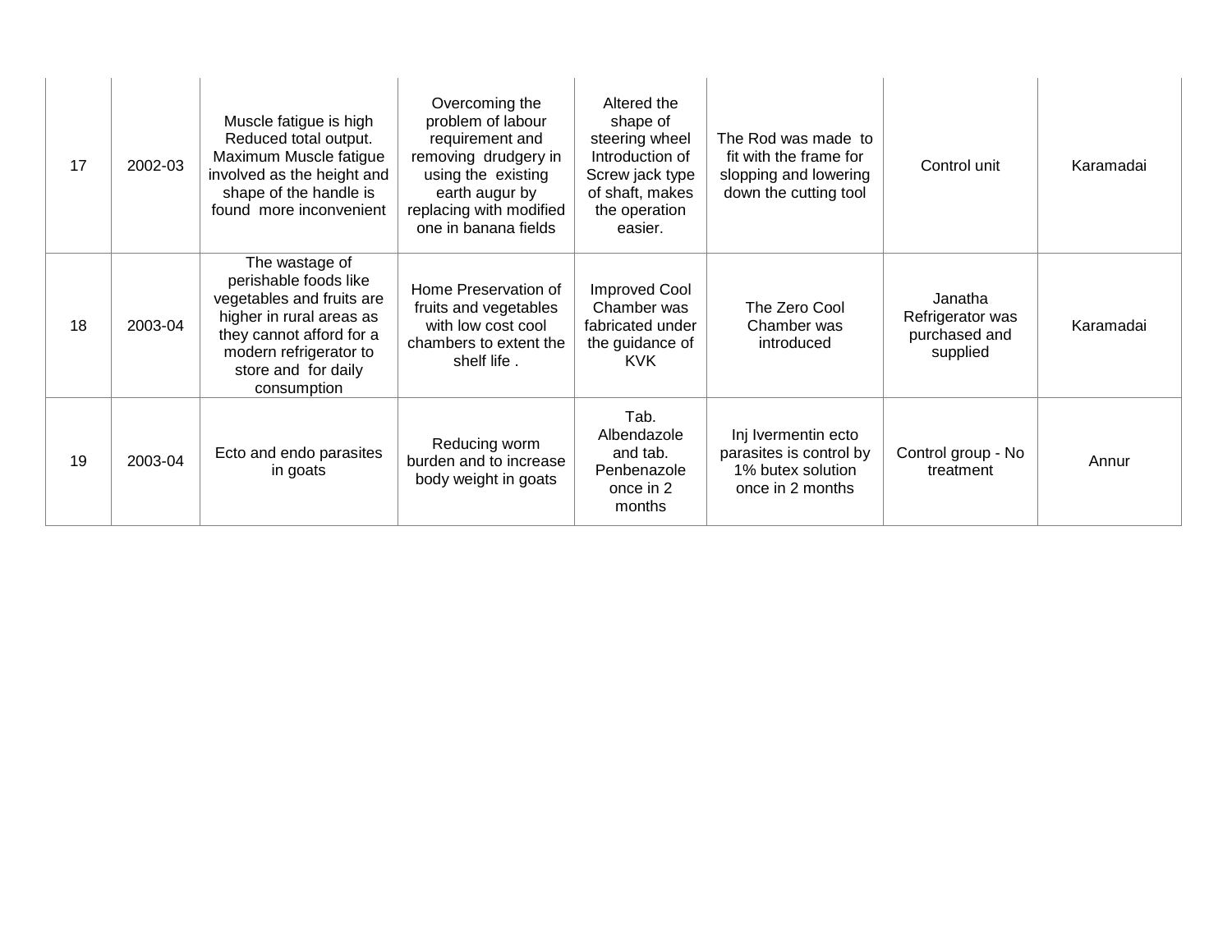| 17 | 2002-03 | Muscle fatigue is high Reduced total output. Maximum Muscle fatigue involved as the height and shape of the handle is found more inconvenient | Overcoming the problem of labour requirement and removing drudgery in using the existing earth augur by replacing with modified one in banana fields | Altered the shape of steering wheel Introduction of Screw jack type of shaft, makes the operation easier. | The Rod was made to fit with the frame for slopping and lowering down the cutting tool | Control unit | Karamadai |
|---|---|---|---|---|---|---|---|
| 18 | 2003-04 | The wastage of perishable foods like vegetables and fruits are higher in rural areas as they cannot afford for a modern refrigerator to store and for daily consumption | Home Preservation of fruits and vegetables with low cost cool chambers to extent the shelf life . | Improved Cool Chamber was fabricated under the guidance of KVK | The Zero Cool Chamber was introduced | Janatha Refrigerator was purchased and supplied | Karamadai |
| 19 | 2003-04 | Ecto and endo parasites in goats | Reducing worm burden and to increase body weight in goats | Tab. Albendazole and tab. Penbenazole once in 2 months | Inj Ivermentin ecto parasites is control by 1% butex solution once in 2 months | Control group - No treatment | Annur |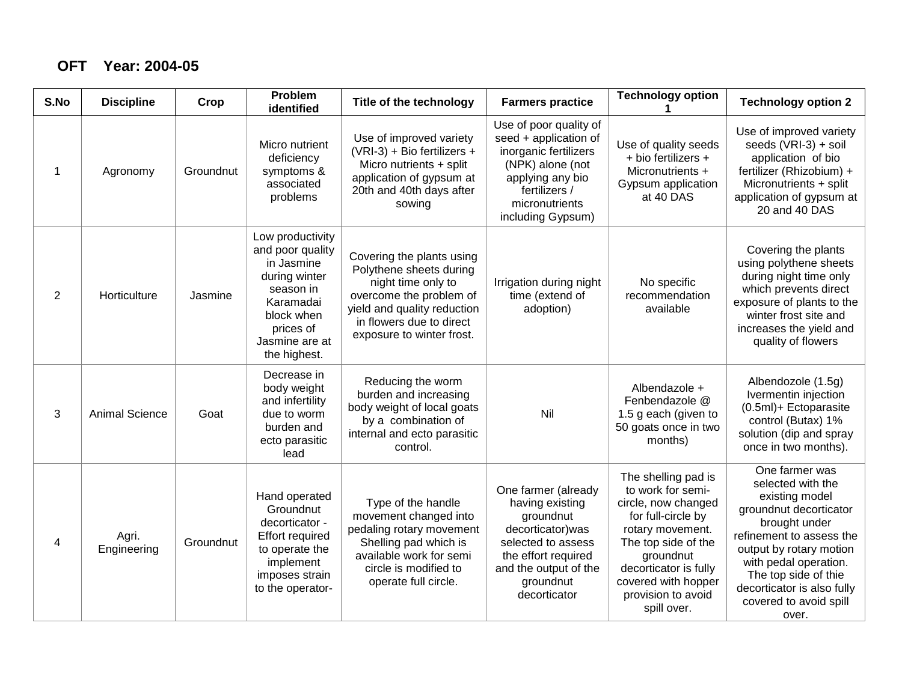**OFT  Year: 2004-05**

| S.No | Discipline | Crop | Problem identified | Title of the technology | Farmers practice | Technology option 1 | Technology option 2 |
|---|---|---|---|---|---|---|---|
| 1 | Agronomy | Groundnut | Micro nutrient deficiency symptoms & associated problems | Use of improved variety (VRI-3) + Bio fertilizers + Micro nutrients + split application of gypsum at 20th and 40th days after sowing | Use of poor quality of seed + application of inorganic fertilizers (NPK) alone (not applying any bio fertilizers / micronutrients including Gypsum) | Use of quality seeds + bio fertilizers + Micronutrients + Gypsum application at 40 DAS | Use of improved variety seeds (VRI-3) + soil application of bio fertilizer (Rhizobium) + Micronutrients + split application of gypsum at 20 and 40 DAS |
| 2 | Horticulture | Jasmine | Low productivity and poor quality in Jasmine during winter season in Karamadai block when prices of Jasmine are at the highest. | Covering the plants using Polythene sheets during night time only to overcome the problem of yield and quality reduction in flowers due to direct exposure to winter frost. | Irrigation during night time (extend of adoption) | No specific recommendation available | Covering the plants using polythene sheets during night time only which prevents direct exposure of plants to the winter frost site and increases the yield and quality of flowers |
| 3 | Animal Science | Goat | Decrease in body weight and infertility due to worm burden and ecto parasitic lead | Reducing the worm burden and increasing body weight of local goats by a combination of internal and ecto parasitic control. | Nil | Albendazole + Fenbendazole @ 1.5 g each (given to 50 goats once in two months) | Albendozole (1.5g) Ivermentin injection (0.5ml)+ Ectoparasite control (Butax) 1% solution (dip and spray once in two months). |
| 4 | Agri. Engineering | Groundnut | Hand operated Groundnut decorticator - Effort required to operate the implement imposes strain to the operator- | Type of the handle movement changed into pedaling rotary movement Shelling pad which is available work for semi circle is modified to operate full circle. | One farmer (already having existing groundnut decorticator)was selected to assess the effort required and the output of the groundnut decorticator | The shelling pad is to work for semi-circle, now changed for full-circle by rotary movement. The top side of the groundnut decorticator is fully covered with hopper provision to avoid spill over. | One farmer was selected with the existing model groundnut decorticator brought under refinement to assess the output by rotary motion with pedal operation. The top side of thie decorticator is also fully covered to avoid spill over. |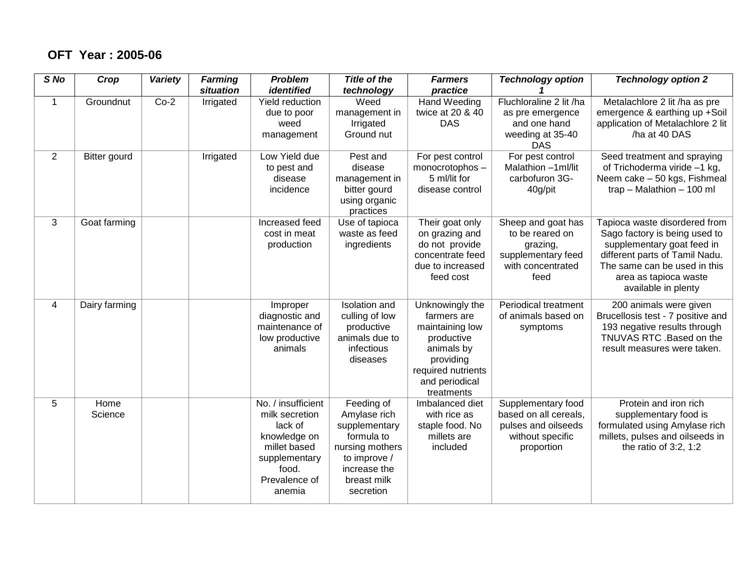**OFT Year : 2005-06**

| S No | Crop | Variety | Farming situation | Problem identified | Title of the technology | Farmers practice | Technology option 1 | Technology option 2 |
|---|---|---|---|---|---|---|---|---|
| 1 | Groundnut | Co-2 | Irrigated | Yield reduction due to poor weed management | Weed management in Irrigated Ground nut | Hand Weeding twice at 20 & 40 DAS | Fluchloraline 2 lit /ha as pre emergence and one hand weeding at 35-40 DAS | Metalachlore 2 lit /ha as pre emergence & earthing up +Soil application of Metalachlore 2 lit /ha at 40 DAS |
| 2 | Bitter gourd | | Irrigated | Low Yield due to pest and disease incidence | Pest and disease management in bitter gourd using organic practices | For pest control monocrotophos – 5 ml/lit for disease control | For pest control Malathion –1ml/lit carbofuron 3G- 40g/pit | Seed treatment and spraying of Trichoderma viride –1 kg, Neem cake – 50 kgs, Fishmeal trap – Malathion – 100 ml |
| 3 | Goat farming | | | Increased feed cost in meat production | Use of tapioca waste as feed ingredients | Their goat only on grazing and do not provide concentrate feed due to increased feed cost | Sheep and goat has to be reared on grazing, supplementary feed with concentrated feed | Tapioca waste disordered from Sago factory is being used to supplementary goat feed in different parts of Tamil Nadu. The same can be used in this area as tapioca waste available in plenty |
| 4 | Dairy farming | | | Improper diagnostic and maintenance of low productive animals | Isolation and culling of low productive animals due to infectious diseases | Unknowingly the farmers are maintaining low productive animals by providing required nutrients and periodical treatments | Periodical treatment of animals based on symptoms | 200 animals were given Brucellosis test - 7 positive and 193 negative results through TNUVAS RTC .Based on the result measures were taken. |
| 5 | Home Science | | | No. / insufficient milk secretion lack of knowledge on millet based supplementary food. Prevalence of anemia | Feeding of Amylase rich supplementary formula to nursing mothers to improve / increase the breast milk secretion | Imbalanced diet with rice as staple food. No millets are included | Supplementary food based on all cereals, pulses and oilseeds without specific proportion | Protein and iron rich supplementary food is formulated using Amylase rich millets, pulses and oilseeds in the ratio of 3:2, 1:2 |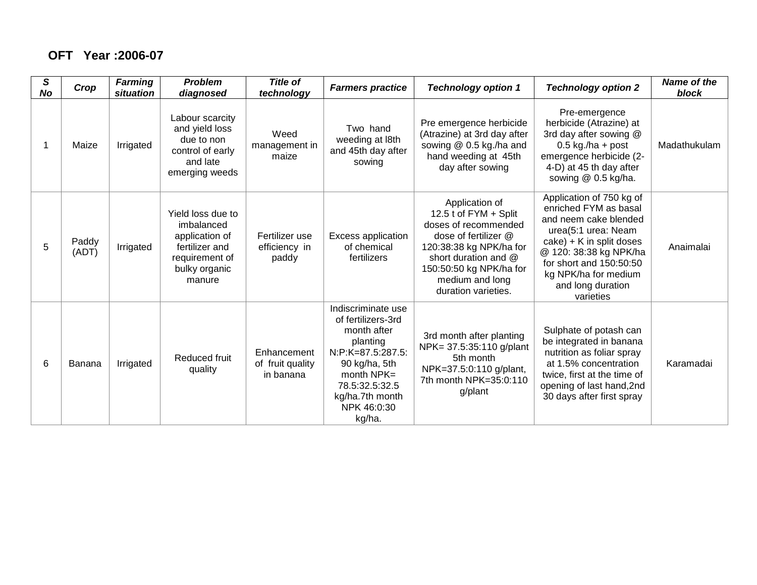**OFT Year :2006-07**

| S No | Crop | Farming situation | Problem diagnosed | Title of technology | Farmers practice | Technology option 1 | Technology option 2 | Name of the block |
|---|---|---|---|---|---|---|---|---|
| 1 | Maize | Irrigated | Labour scarcity and yield loss due to non control of early and late emerging weeds | Weed management in maize | Two hand weeding at l8th and 45th day after sowing | Pre emergence herbicide (Atrazine) at 3rd day after sowing @ 0.5 kg./ha and hand weeding at 45th day after sowing | Pre-emergence herbicide (Atrazine) at 3rd day after sowing @ 0.5 kg./ha + post emergence herbicide (2-4-D) at 45 th day after sowing @ 0.5 kg/ha. | Madathukulam |
| 5 | Paddy (ADT) | Irrigated | Yield loss due to imbalanced application of fertilizer and requirement of bulky organic manure | Fertilizer use efficiency in paddy | Excess application of chemical fertilizers | Application of 12.5 t of FYM + Split doses of recommended dose of fertilizer @ 120:38:38 kg NPK/ha for short duration and @ 150:50:50 kg NPK/ha for medium and long duration varieties. | Application of 750 kg of enriched FYM as basal and neem cake blended urea(5:1 urea: Neam cake) + K in split doses @ 120: 38:38 kg NPK/ha for short and 150:50:50 kg NPK/ha for medium and long duration varieties | Anaimalai |
| 6 | Banana | Irrigated | Reduced fruit quality | Enhancement of fruit quality in banana | Indiscriminate use of fertilizers-3rd month after planting N:P:K=87.5:287.5: 90 kg/ha, 5th month NPK= 78.5:32.5:32.5 kg/ha.7th month NPK 46:0:30 kg/ha. | 3rd month after planting NPK= 37.5:35:110 g/plant 5th month NPK=37.5:0:110 g/plant, 7th month NPK=35:0:110 g/plant | Sulphate of potash can be integrated in banana nutrition as foliar spray at 1.5% concentration twice, first at the time of opening of last hand,2nd 30 days after first spray | Karamadai |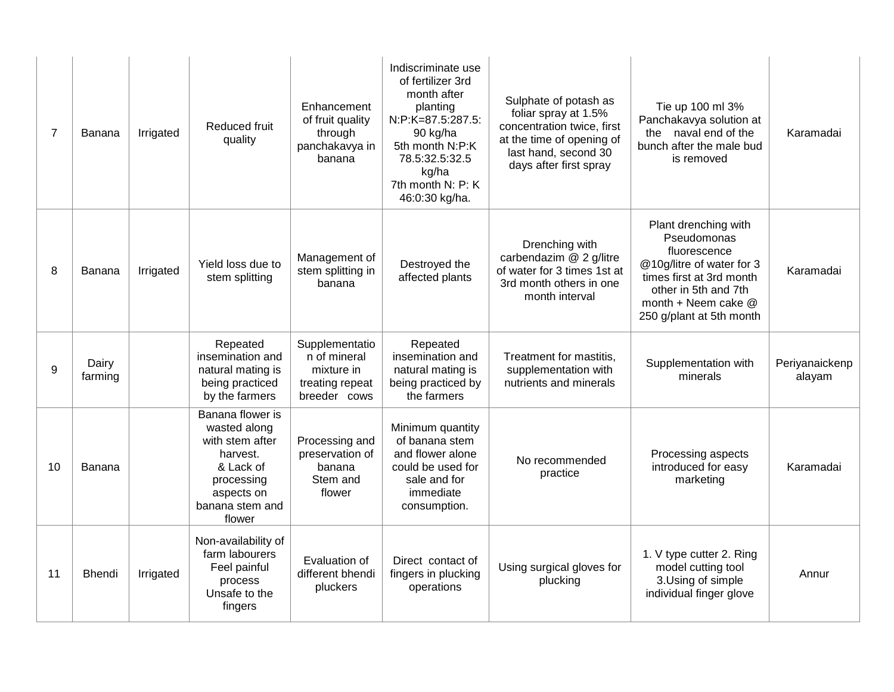| 7 | Banana | Irrigated | Reduced fruit quality | Enhancement of fruit quality through panchakavya in banana | Indiscriminate use of fertilizer 3rd month after planting N:P:K=87.5:287.5: 90 kg/ha 5th month N:P:K 78.5:32.5:32.5 kg/ha 7th month N: P: K 46:0:30 kg/ha. | Sulphate of potash as foliar spray at 1.5% concentration twice, first at the time of opening of last hand, second 30 days after first spray | Tie up 100 ml 3% Panchakavya solution at the naval end of the bunch after the male bud is removed | Karamadai |
|---|---|---|---|---|---|---|---|---|
| 8 | Banana | Irrigated | Yield loss due to stem splitting | Management of stem splitting in banana | Destroyed the affected plants | Drenching with carbendazim @ 2 g/litre of water for 3 times 1st at 3rd month others in one month interval | Plant drenching with Pseudomonas fluorescence @10g/litre of water for 3 times first at 3rd month other in 5th and 7th month + Neem cake @ 250 g/plant at 5th month | Karamadai |
| 9 | Dairy farming | | Repeated insemination and natural mating is being practiced by the farmers | Supplementation of mineral mixture in treating repeat breeder cows | Repeated insemination and natural mating is being practiced by the farmers | Treatment for mastitis, supplementation with nutrients and minerals | Supplementation with minerals | Periyanaickenpalayam |
| 10 | Banana | | Banana flower is wasted along with stem after harvest. & Lack of processing aspects on banana stem and flower | Processing and preservation of banana Stem and flower | Minimum quantity of banana stem and flower alone could be used for sale and for immediate consumption. | No recommended practice | Processing aspects introduced for easy marketing | Karamadai |
| 11 | Bhendi | Irrigated | Non-availability of farm labourers Feel painful process Unsafe to the fingers | Evaluation of different bhendi pluckers | Direct contact of fingers in plucking operations | Using surgical gloves for plucking | 1. V type cutter 2. Ring model cutting tool 3.Using of simple individual finger glove | Annur |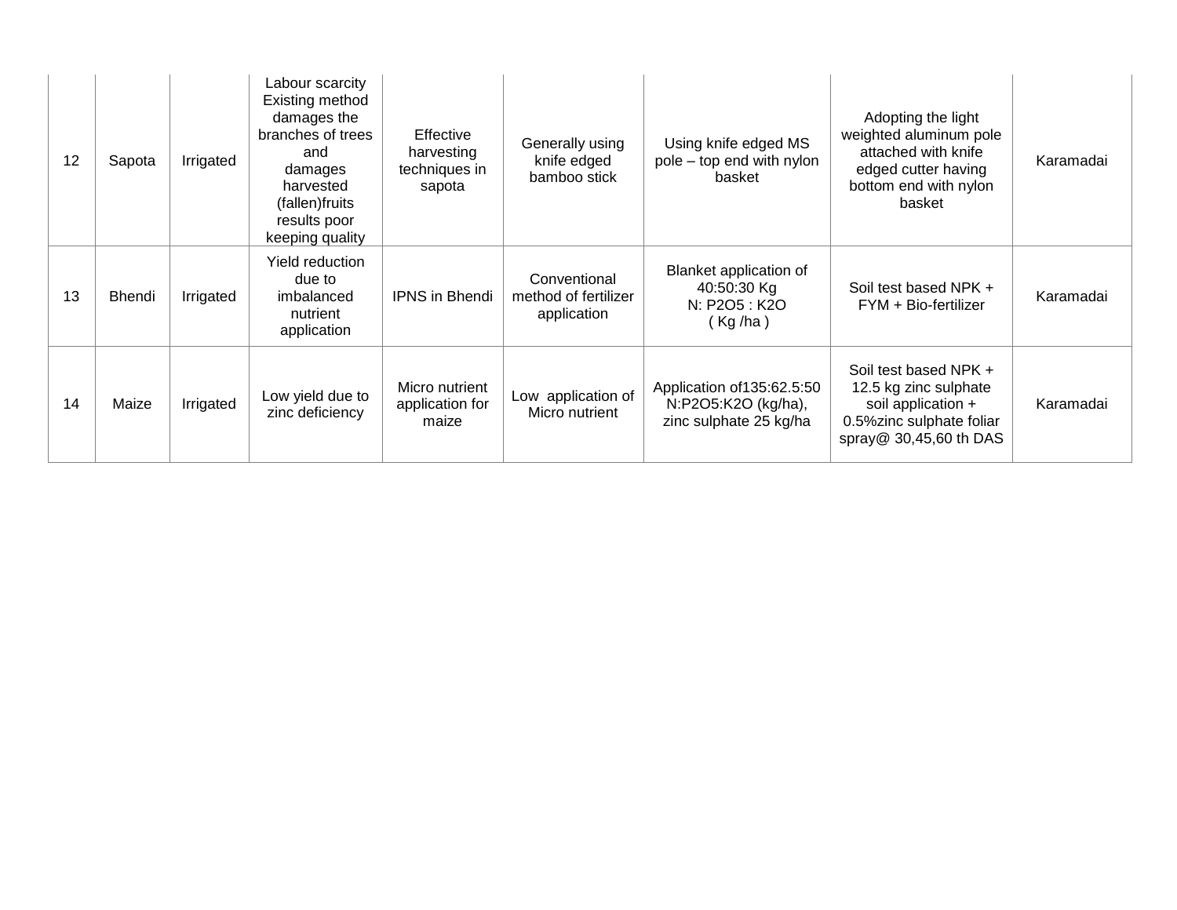| | | | | | | | | |
|---|---|---|---|---|---|---|---|---|
| 12 | Sapota | Irrigated | Labour scarcity Existing method damages the branches of trees and damages harvested (fallen)fruits results poor keeping quality | Effective harvesting techniques in sapota | Generally using knife edged bamboo stick | Using knife edged MS pole – top end with nylon basket | Adopting the light weighted aluminum pole attached with knife edged cutter having bottom end with nylon basket | Karamadai |
| 13 | Bhendi | Irrigated | Yield reduction due to imbalanced nutrient application | IPNS in Bhendi | Conventional method of fertilizer application | Blanket application of 40:50:30 Kg N: $P_2O_5$ : $K_2O$ ( Kg /ha ) | Soil test based NPK + FYM + Bio-fertilizer | Karamadai |
| 14 | Maize | Irrigated | Low yield due to zinc deficiency | Micro nutrient application for maize | Low application of Micro nutrient | Application of135:62.5:50 N:$P_2O_5$:$K_2O$ (kg/ha), zinc sulphate 25 kg/ha | Soil test based NPK + 12.5 kg zinc sulphate soil application + 0.5%zinc sulphate foliar spray@ 30,45,60 th DAS | Karamadai |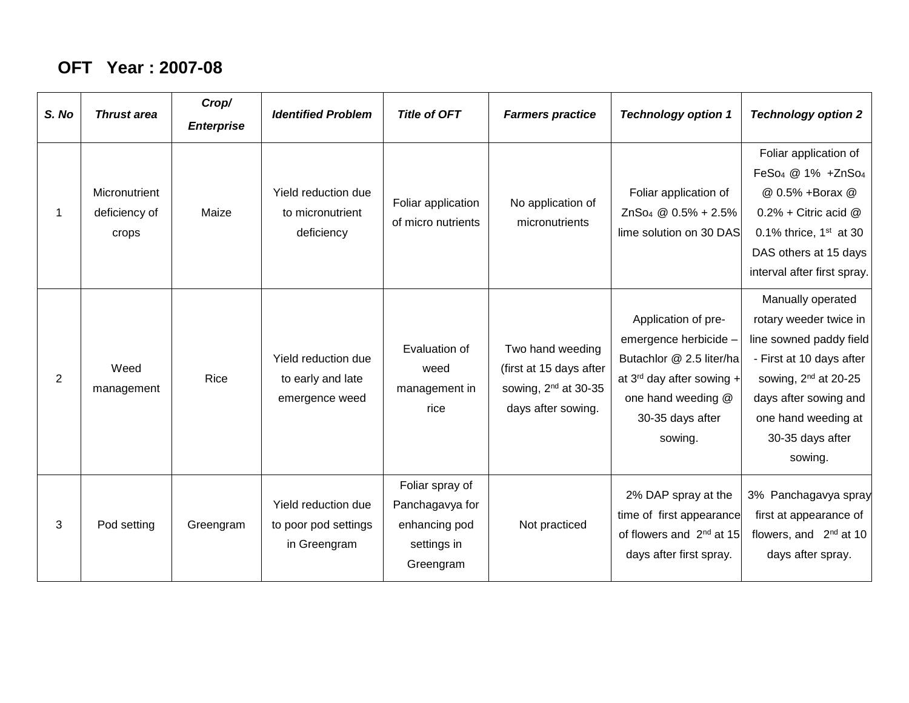**OFT Year : 2007-08**

| *S. No* | *Thrust area* | *Crop/ Enterprise* | *Identified Problem* | *Title of OFT* | *Farmers practice* | *Technology option 1* | *Technology option 2* |
|---|---|---|---|---|---|---|---|
| 1 | Micronutrient deficiency of crops | Maize | Yield reduction due to micronutrient deficiency | Foliar application of micro nutrients | No application of micronutrients | Foliar application of $ZnSo_4$ @ 0.5% + 2.5% lime solution on 30 DAS | Foliar application of $FeSo_4$ @ 1% +$ZnSo_4$ @ 0.5% +Borax @ 0.2% + Citric acid @ 0.1% thrice, 1st at 30 DAS others at 15 days interval after first spray. |
| 2 | Weed management | Rice | Yield reduction due to early and late emergence weed | Evaluation of weed management in rice | Two hand weeding (first at 15 days after sowing, 2nd at 30-35 days after sowing. | Application of pre-emergence herbicide – Butachlor @ 2.5 liter/ha at 3rd day after sowing + one hand weeding @ 30-35 days after sowing. | Manually operated rotary weeder twice in line sowned paddy field - First at 10 days after sowing, 2nd at 20-25 days after sowing and one hand weeding at 30-35 days after sowing. |
| 3 | Pod setting | Greengram | Yield reduction due to poor pod settings in Greengram | Foliar spray of Panchagavya for enhancing pod settings in Greengram | Not practiced | 2% DAP spray at the time of first appearance of flowers and 2nd at 15 days after first spray. | 3% Panchagavya spray first at appearance of flowers, and 2nd at 10 days after spray. |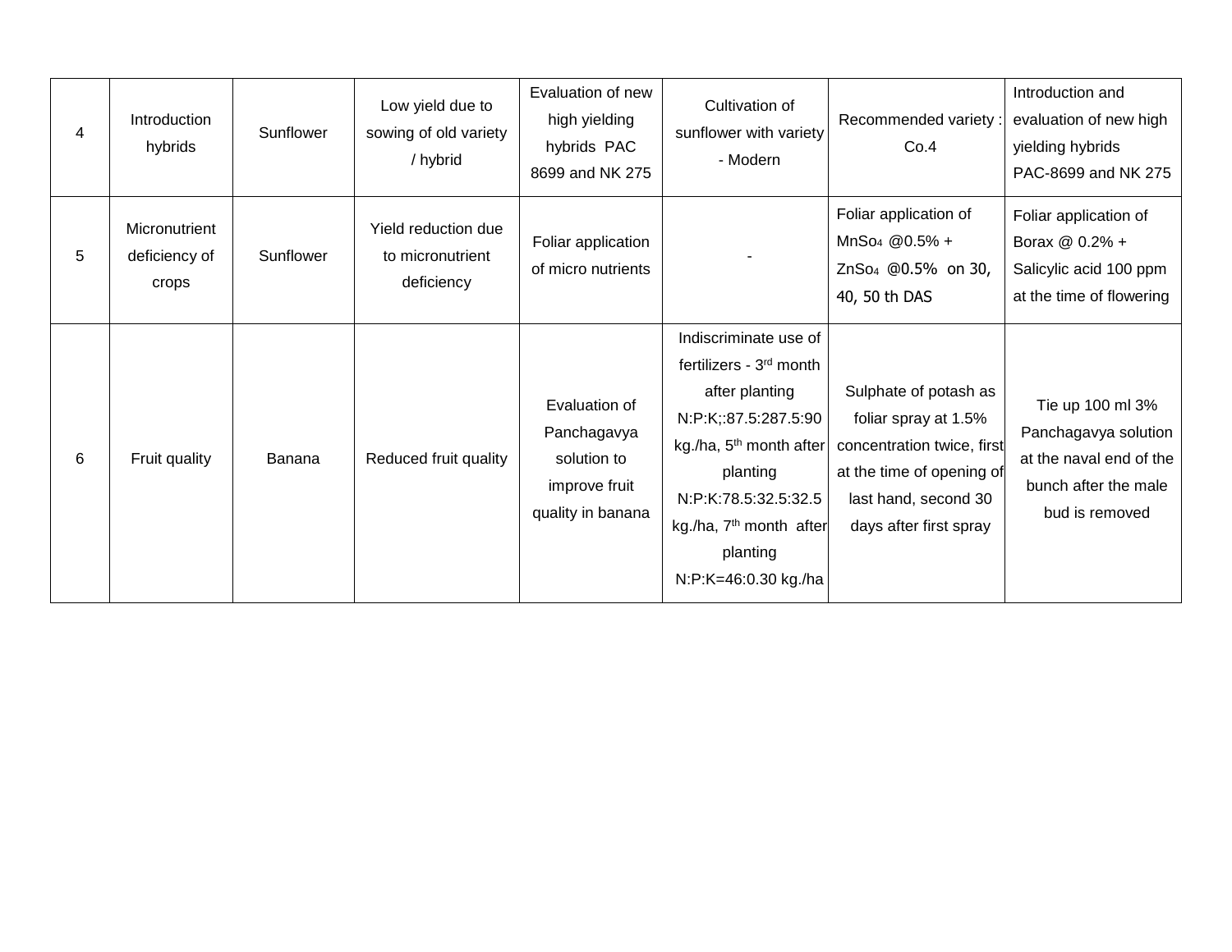| 4 | Introduction hybrids | Sunflower | Low yield due to sowing of old variety / hybrid | Evaluation of new high yielding hybrids PAC 8699 and NK 275 | Cultivation of sunflower with variety - Modern | Recommended variety : Co.4 | Introduction and evaluation of new high yielding hybrids PAC-8699 and NK 275 |
|---|---|---|---|---|---|---|---|
| 5 | Micronutrient deficiency of crops | Sunflower | Yield reduction due to micronutrient deficiency | Foliar application of micro nutrients | - | Foliar application of $MnSo_4$ @0.5% + $ZnSo_4$ @0.5% on 30, 40, 50 th DAS | Foliar application of Borax @ 0.2% + Salicylic acid 100 ppm at the time of flowering |
| 6 | Fruit quality | Banana | Reduced fruit quality | Evaluation of Panchagavya solution to improve fruit quality in banana | Indiscriminate use of fertilizers - 3rd month after planting N:P:K;:87.5:287.5:90 kg./ha, 5th month after planting N:P:K:78.5:32.5:32.5 kg./ha, 7th month after planting N:P:K=46:0.30 kg./ha | Sulphate of potash as foliar spray at 1.5% concentration twice, first at the time of opening of last hand, second 30 days after first spray | Tie up 100 ml 3% Panchagavya solution at the naval end of the bunch after the male bud is removed |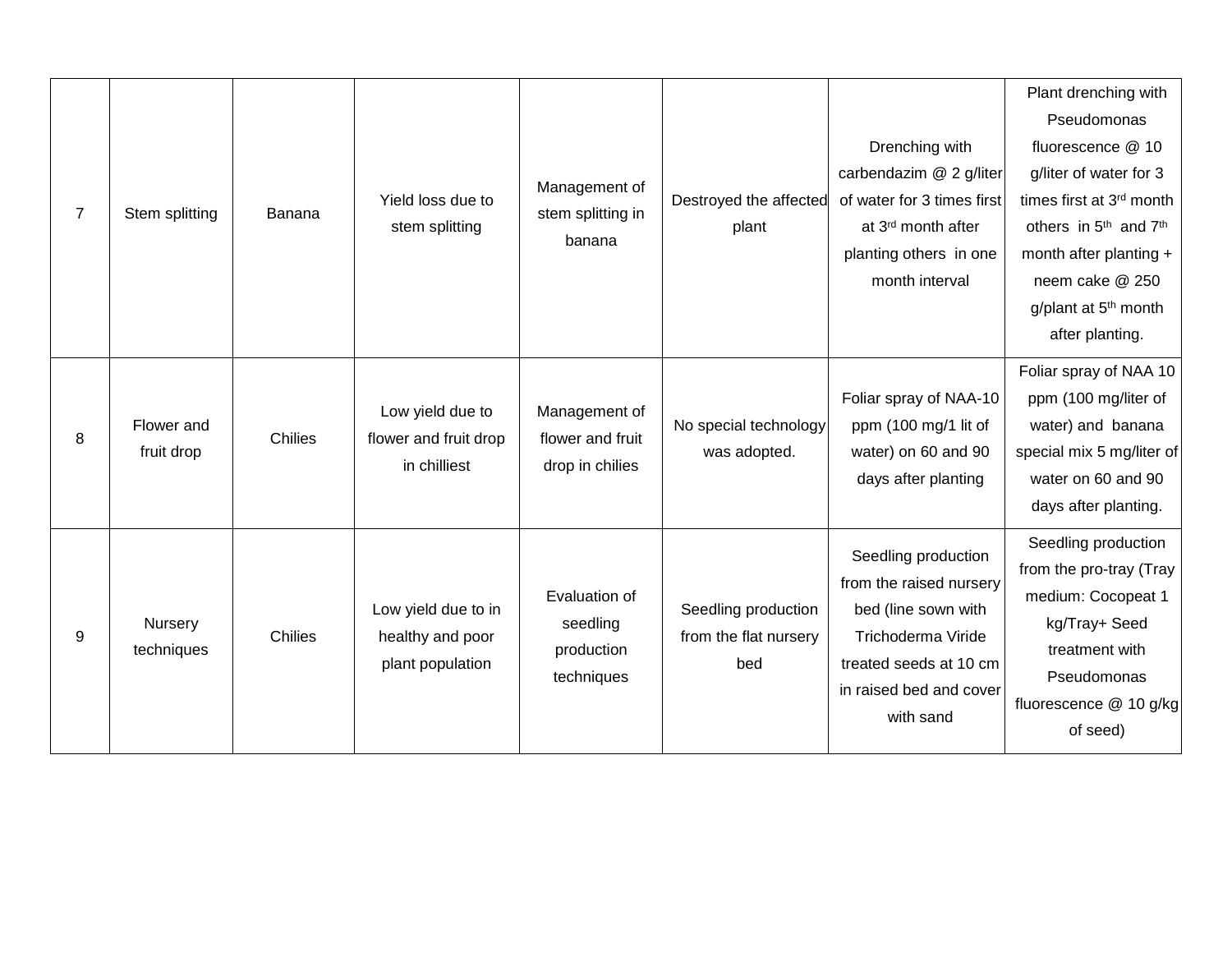| | | | | | | | |
|---|---|---|---|---|---|---|---|
| 7 | Stem splitting | Banana | Yield loss due to stem splitting | Management of stem splitting in banana | Destroyed the affected plant | Drenching with carbendazim @ 2 g/liter of water for 3 times first at 3rd month after planting others in one month interval | Plant drenching with Pseudomonas fluorescence @ 10 g/liter of water for 3 times first at 3rd month others in 5th and 7th month after planting + neem cake @ 250 g/plant at 5th month after planting. |
| 8 | Flower and fruit drop | Chilies | Low yield due to flower and fruit drop in chilliest | Management of flower and fruit drop in chilies | No special technology was adopted. | Foliar spray of NAA-10 ppm (100 mg/1 lit of water) on 60 and 90 days after planting | Foliar spray of NAA 10 ppm (100 mg/liter of water) and banana special mix 5 mg/liter of water on 60 and 90 days after planting. |
| 9 | Nursery techniques | Chilies | Low yield due to in healthy and poor plant population | Evaluation of seedling production techniques | Seedling production from the flat nursery bed | Seedling production from the raised nursery bed (line sown with Trichoderma Viride treated seeds at 10 cm in raised bed and cover with sand | Seedling production from the pro-tray (Tray medium: Cocopeat 1 kg/Tray+ Seed treatment with Pseudomonas fluorescence @ 10 g/kg of seed) |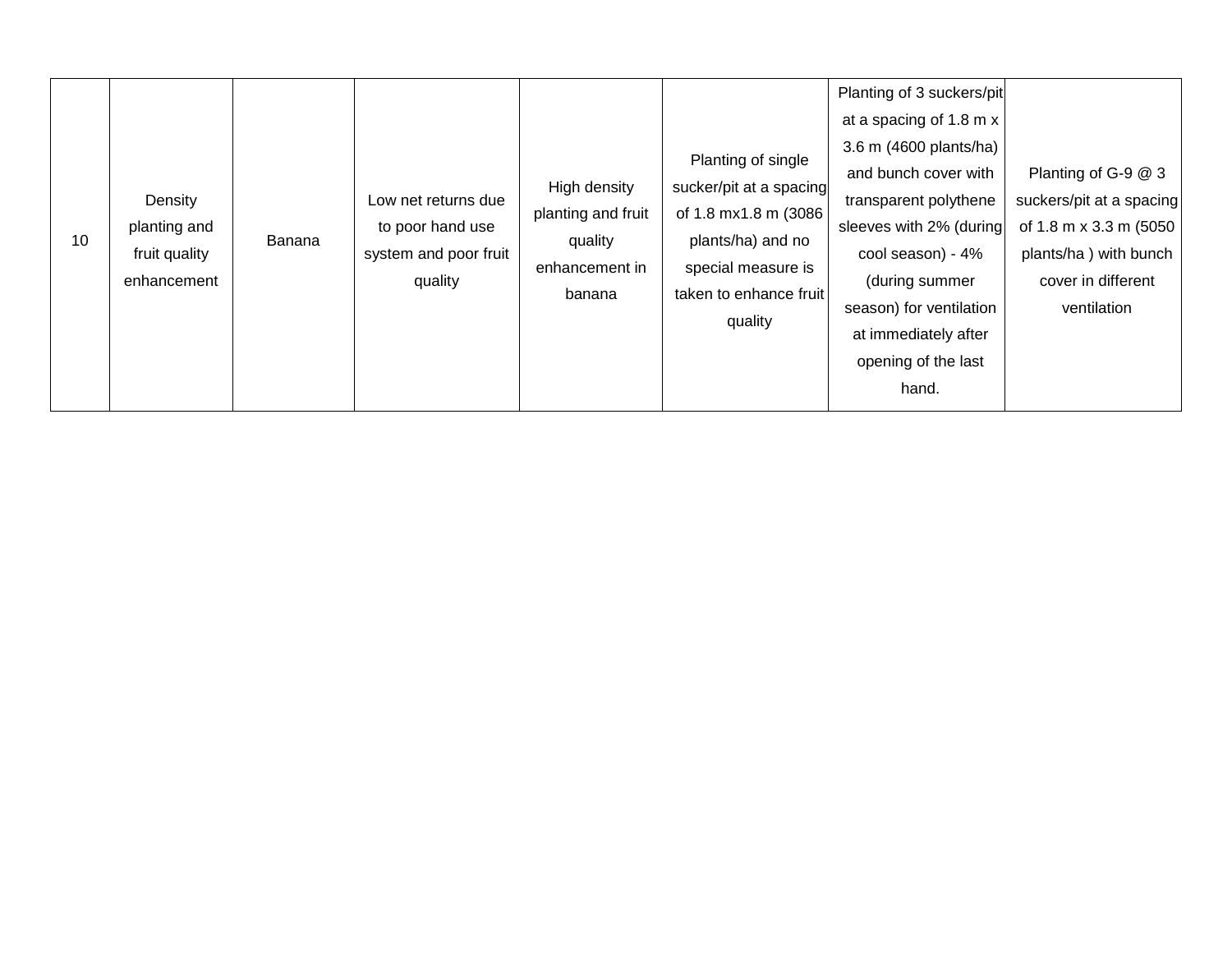| 10 | Density planting and fruit quality enhancement | Banana | Low net returns due to poor hand use system and poor fruit quality | High density planting and fruit quality enhancement in banana | Planting of single sucker/pit at a spacing of 1.8 mx1.8 m (3086 plants/ha) and no special measure is taken to enhance fruit quality | Planting of 3 suckers/pit at a spacing of 1.8 m x 3.6 m (4600 plants/ha) and bunch cover with transparent polythene sleeves with 2% (during cool season) - 4% (during summer season) for ventilation at immediately after opening of the last hand. | Planting of G-9 @ 3 suckers/pit at a spacing of 1.8 m x 3.3 m (5050 plants/ha ) with bunch cover in different ventilation |
|---|---|---|---|---|---|---|---|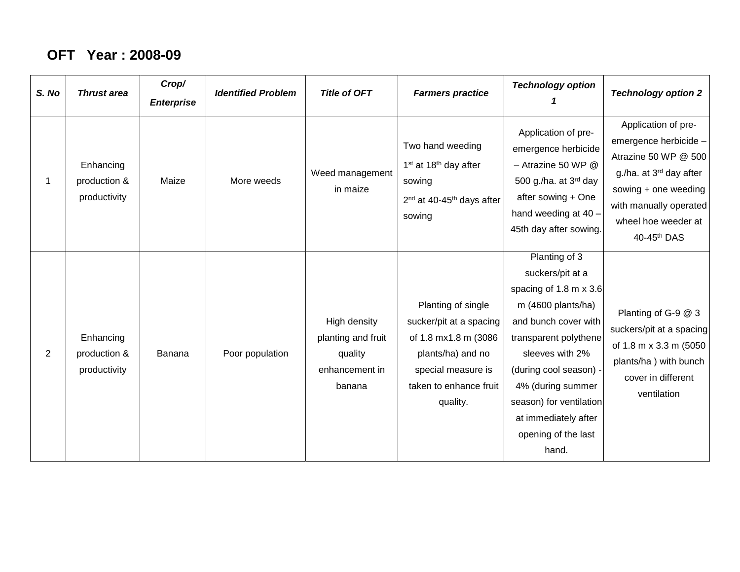## OFT Year : 2008-09

| *S. No* | *Thrust area* | *Crop/ Enterprise* | *Identified Problem* | *Title of OFT* | *Farmers practice* | *Technology option 1* | *Technology option 2* |
|---|---|---|---|---|---|---|---|
| 1 | Enhancing production & productivity | Maize | More weeds | Weed management in maize | Two hand weeding 1st at 18th day after sowing 2nd at 40-45th days after sowing | Application of pre-emergence herbicide – Atrazine 50 WP @ 500 g./ha. at 3rd day after sowing + One hand weeding at 40 – 45th day after sowing. | Application of pre-emergence herbicide – Atrazine 50 WP @ 500 g./ha. at 3rd day after sowing + one weeding with manually operated wheel hoe weeder at 40-45th DAS |
| 2 | Enhancing production & productivity | Banana | Poor population | High density planting and fruit quality enhancement in banana | Planting of single sucker/pit at a spacing of 1.8 mx1.8 m (3086 plants/ha) and no special measure is taken to enhance fruit quality. | Planting of 3 suckers/pit at a spacing of 1.8 m x 3.6 m (4600 plants/ha) and bunch cover with transparent polythene sleeves with 2% (during cool season) - 4% (during summer season) for ventilation at immediately after opening of the last hand. | Planting of G-9 @ 3 suckers/pit at a spacing of 1.8 m x 3.3 m (5050 plants/ha ) with bunch cover in different ventilation |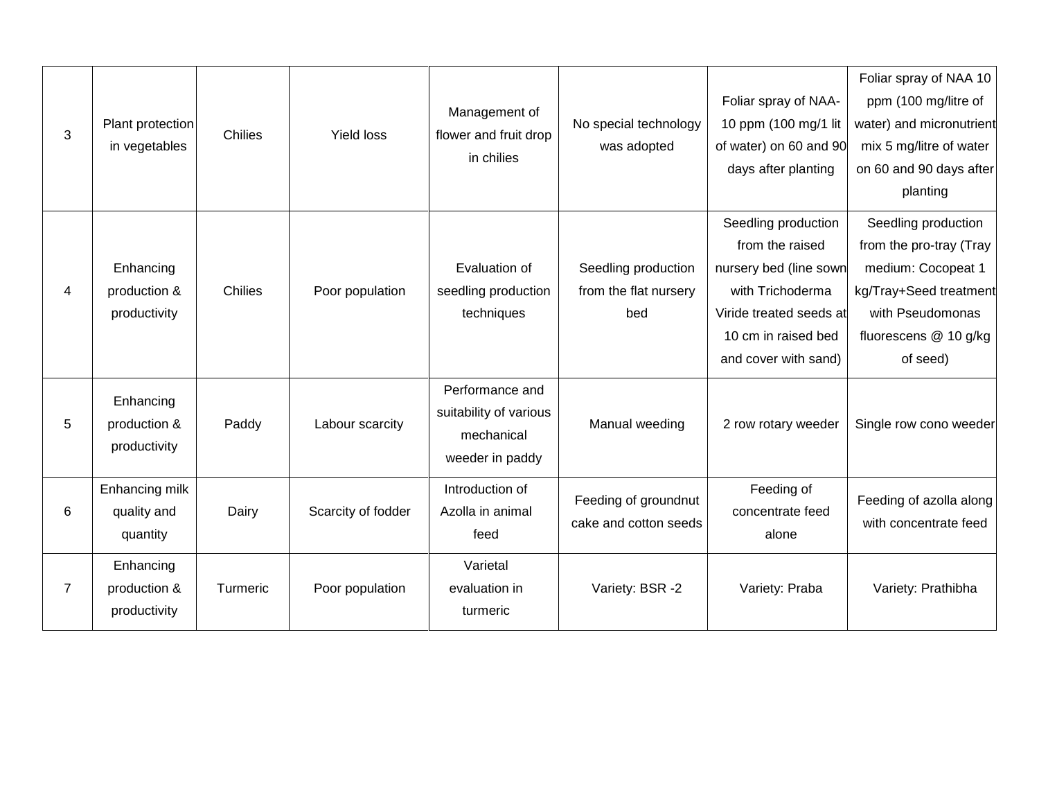| 3 | Plant protection in vegetables | Chilies | Yield loss | Management of flower and fruit drop in chilies | No special technology was adopted | Foliar spray of NAA-10 ppm (100 mg/1 lit of water) on 60 and 90 days after planting | Foliar spray of NAA 10 ppm (100 mg/litre of water) and micronutrient mix 5 mg/litre of water on 60 and 90 days after planting |
|---|---|---|---|---|---|---|---|
| 4 | Enhancing production & productivity | Chilies | Poor population | Evaluation of seedling production techniques | Seedling production from the flat nursery bed | Seedling production from the raised nursery bed (line sown with Trichoderma Viride treated seeds at 10 cm in raised bed and cover with sand) | Seedling production from the pro-tray (Tray medium: Cocopeat 1 kg/Tray+Seed treatment with Pseudomonas fluorescens @ 10 g/kg of seed) |
| 5 | Enhancing production & productivity | Paddy | Labour scarcity | Performance and suitability of various mechanical weeder in paddy | Manual weeding | 2 row rotary weeder | Single row cono weeder |
| 6 | Enhancing milk quality and quantity | Dairy | Scarcity of fodder | Introduction of Azolla in animal feed | Feeding of groundnut cake and cotton seeds | Feeding of concentrate feed alone | Feeding of azolla along with concentrate feed |
| 7 | Enhancing production & productivity | Turmeric | Poor population | Varietal evaluation in turmeric | Variety: BSR -2 | Variety: Praba | Variety: Prathibha |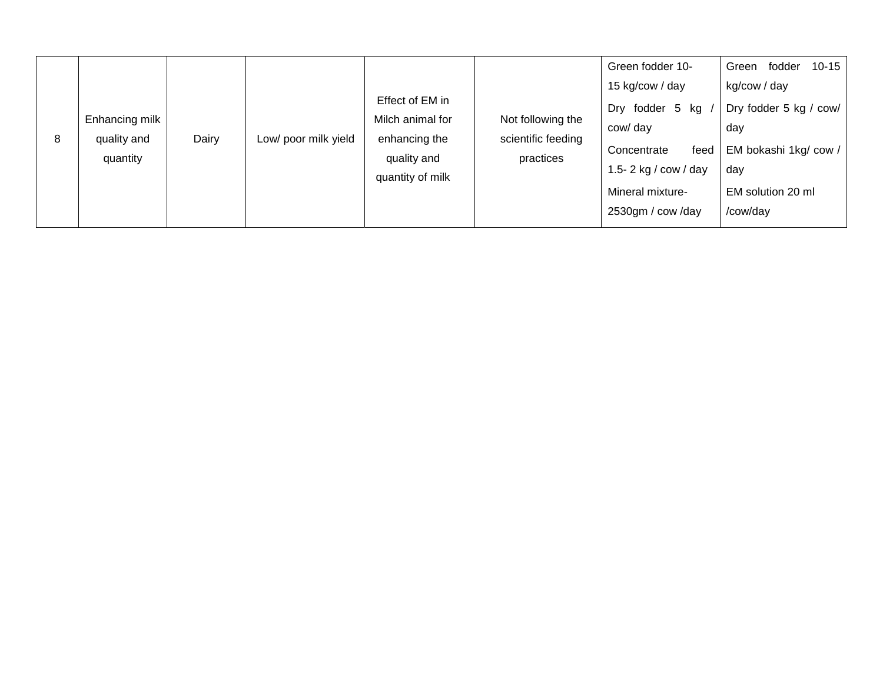| 8 | Enhancing milk quality and quantity | Dairy | Low/ poor milk yield | Effect of EM in Milch animal for enhancing the quality and quantity of milk | Not following the scientific feeding practices | Green fodder 10-15 kg/cow / day<br>Dry fodder 5 kg / cow/ day<br>Concentrate feed 1.5- 2 kg / cow / day<br>Mineral mixture-2530gm / cow /day | Green fodder 10-15 kg/cow / day<br>Dry fodder 5 kg / cow/ day<br>EM bokashi 1kg/ cow / day<br>EM solution 20 ml /cow/day |
|---|---|---|---|---|---|---|---|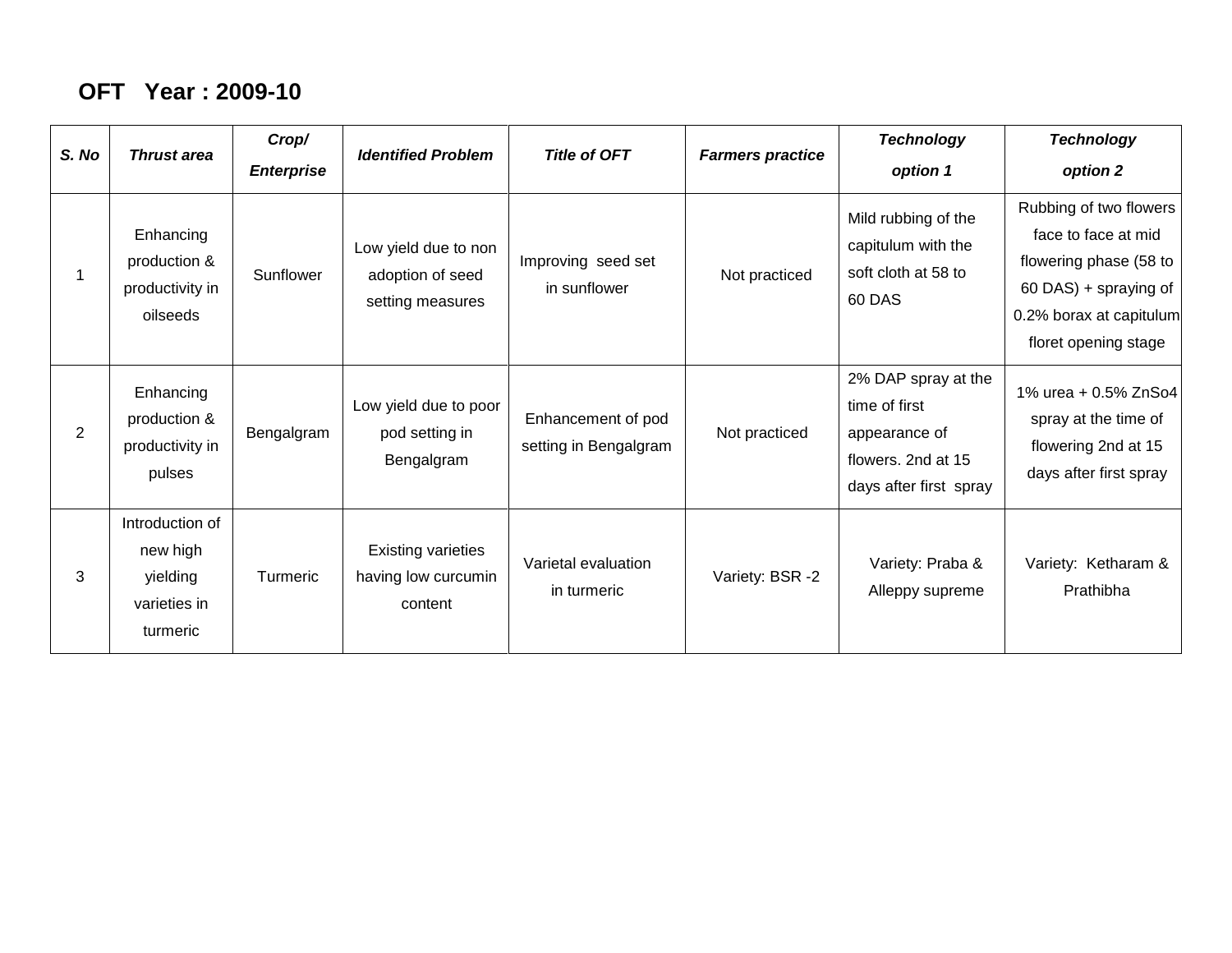## OFT Year : 2009-10

| *S. No* | *Thrust area* | *Crop/ Enterprise* | *Identified Problem* | *Title of OFT* | *Farmers practice* | *Technology option 1* | *Technology option 2* |
|---|---|---|---|---|---|---|---|
| 1 | Enhancing production & productivity in oilseeds | Sunflower | Low yield due to non adoption of seed setting measures | Improving seed set in sunflower | Not practiced | Mild rubbing of the capitulum with the soft cloth at 58 to 60 DAS | Rubbing of two flowers face to face at mid flowering phase (58 to 60 DAS) + spraying of 0.2% borax at capitulum floret opening stage |
| 2 | Enhancing production & productivity in pulses | Bengalgram | Low yield due to poor pod setting in Bengalgram | Enhancement of pod setting in Bengalgram | Not practiced | 2% DAP spray at the time of first appearance of flowers. 2nd at 15 days after first spray | 1% urea + 0.5% ZnSo4 spray at the time of flowering 2nd at 15 days after first spray |
| 3 | Introduction of new high yielding varieties in turmeric | Turmeric | Existing varieties having low curcumin content | Varietal evaluation in turmeric | Variety: BSR -2 | Variety: Praba & Alleppy supreme | Variety: Ketharam & Prathibha |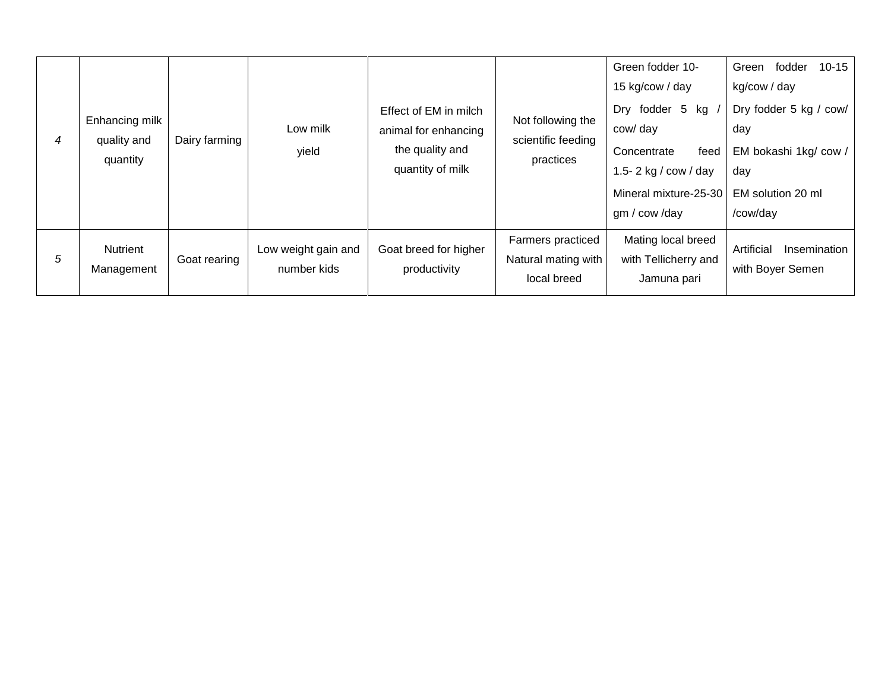| 4 | Enhancing milk quality and quantity | Dairy farming | Low milk yield | Effect of EM in milch animal for enhancing the quality and quantity of milk | Not following the scientific feeding practices | Green fodder 10-15 kg/cow / day<br>Dry fodder 5 kg / cow/ day<br>Concentrate feed 1.5- 2 kg / cow / day<br>Mineral mixture-25-30 gm / cow /day | Green fodder 10-15 kg/cow / day<br>Dry fodder 5 kg / cow/ day<br>EM bokashi 1kg/ cow / day<br>EM solution 20 ml /cow/day |
|---|---|---|---|---|---|---|---|
| 5 | Nutrient Management | Goat rearing | Low weight gain and number kids | Goat breed for higher productivity | Farmers practiced Natural mating with local breed | Mating local breed with Tellicherry and Jamuna pari | Artificial Insemination with Boyer Semen |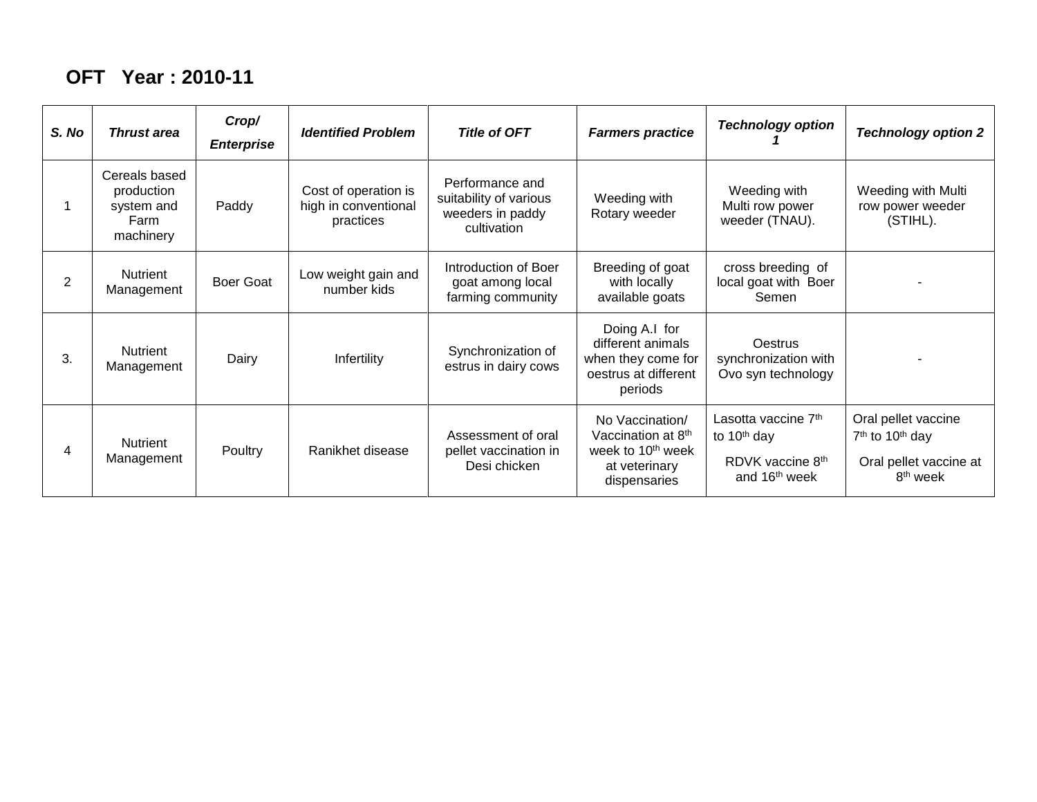# OFT Year : 2010-11

| S. No | Thrust area | Crop/ Enterprise | Identified Problem | Title of OFT | Farmers practice | Technology option 1 | Technology option 2 |
|---|---|---|---|---|---|---|---|
| 1 | Cereals based production system and Farm machinery | Paddy | Cost of operation is high in conventional practices | Performance and suitability of various weeders in paddy cultivation | Weeding with Rotary weeder | Weeding with Multi row power weeder (TNAU). | Weeding with Multi row power weeder (STIHL). |
| 2 | Nutrient Management | Boer Goat | Low weight gain and number kids | Introduction of Boer goat among local farming community | Breeding of goat with locally available goats | cross breeding of local goat with Boer Semen | - |
| 3. | Nutrient Management | Dairy | Infertility | Synchronization of estrus in dairy cows | Doing A.I for different animals when they come for oestrus at different periods | Oestrus synchronization with Ovo syn technology | - |
| 4 | Nutrient Management | Poultry | Ranikhet disease | Assessment of oral pellet vaccination in Desi chicken | No Vaccination/ Vaccination at 8th week to 10th week at veterinary dispensaries | Lasotta vaccine 7th to 10th day<br>RDVK vaccine 8th and 16th week | Oral pellet vaccine 7th to 10th day<br>Oral pellet vaccine at 8th week |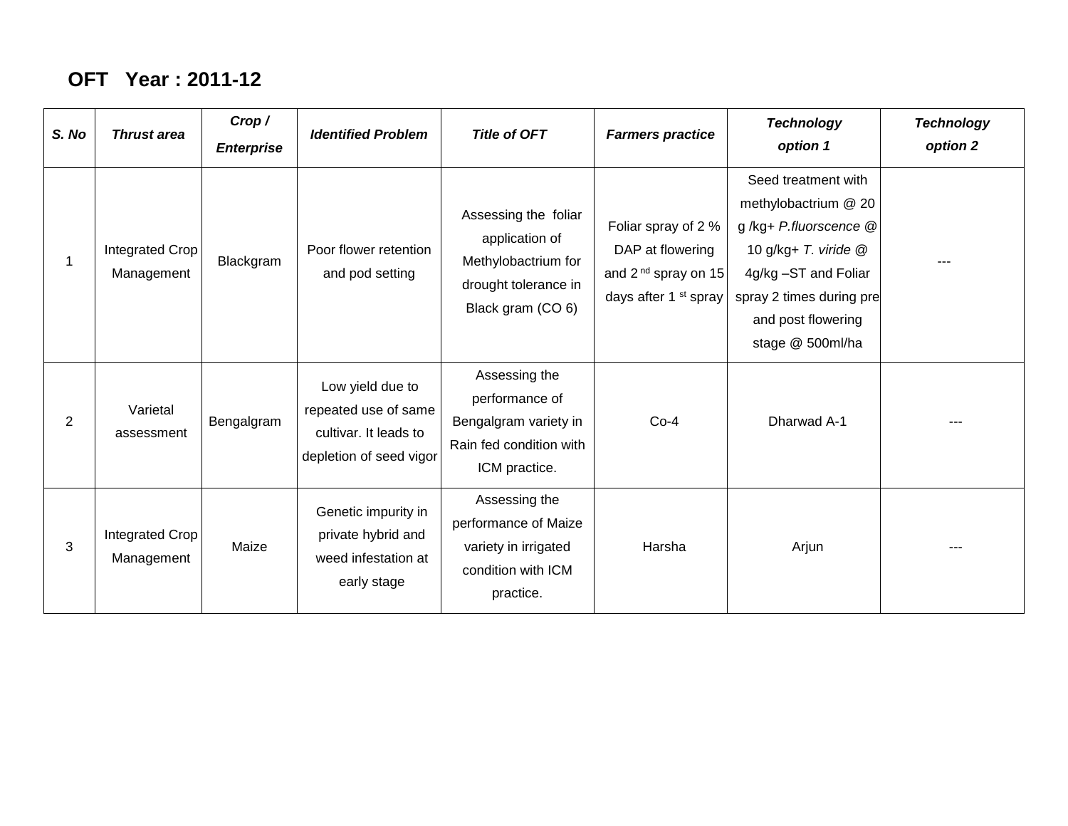**OFT Year : 2011-12**

| *S. No* | *Thrust area* | *Crop / Enterprise* | *Identified Problem* | *Title of OFT* | *Farmers practice* | *Technology option 1* | *Technology option 2* |
|---|---|---|---|---|---|---|---|
| 1 | Integrated Crop Management | Blackgram | Poor flower retention and pod setting | Assessing the foliar application of Methylobactrium for drought tolerance in Black gram (CO 6) | Foliar spray of 2 % DAP at flowering and 2 nd spray on 15 days after 1 st spray | Seed treatment with methylobactrium @ 20 g /kg+ *P.fluorscence* @ 10 g/kg+ *T. viride* @ 4g/kg –ST and Foliar spray 2 times during pre and post flowering stage @ 500ml/ha | --- |
| 2 | Varietal assessment | Bengalgram | Low yield due to repeated use of same cultivar. It leads to depletion of seed vigor | Assessing the performance of Bengalgram variety in Rain fed condition with ICM practice. | Co-4 | Dharwad A-1 | --- |
| 3 | Integrated Crop Management | Maize | Genetic impurity in private hybrid and weed infestation at early stage | Assessing the performance of Maize variety in irrigated condition with ICM practice. | Harsha | Arjun | --- |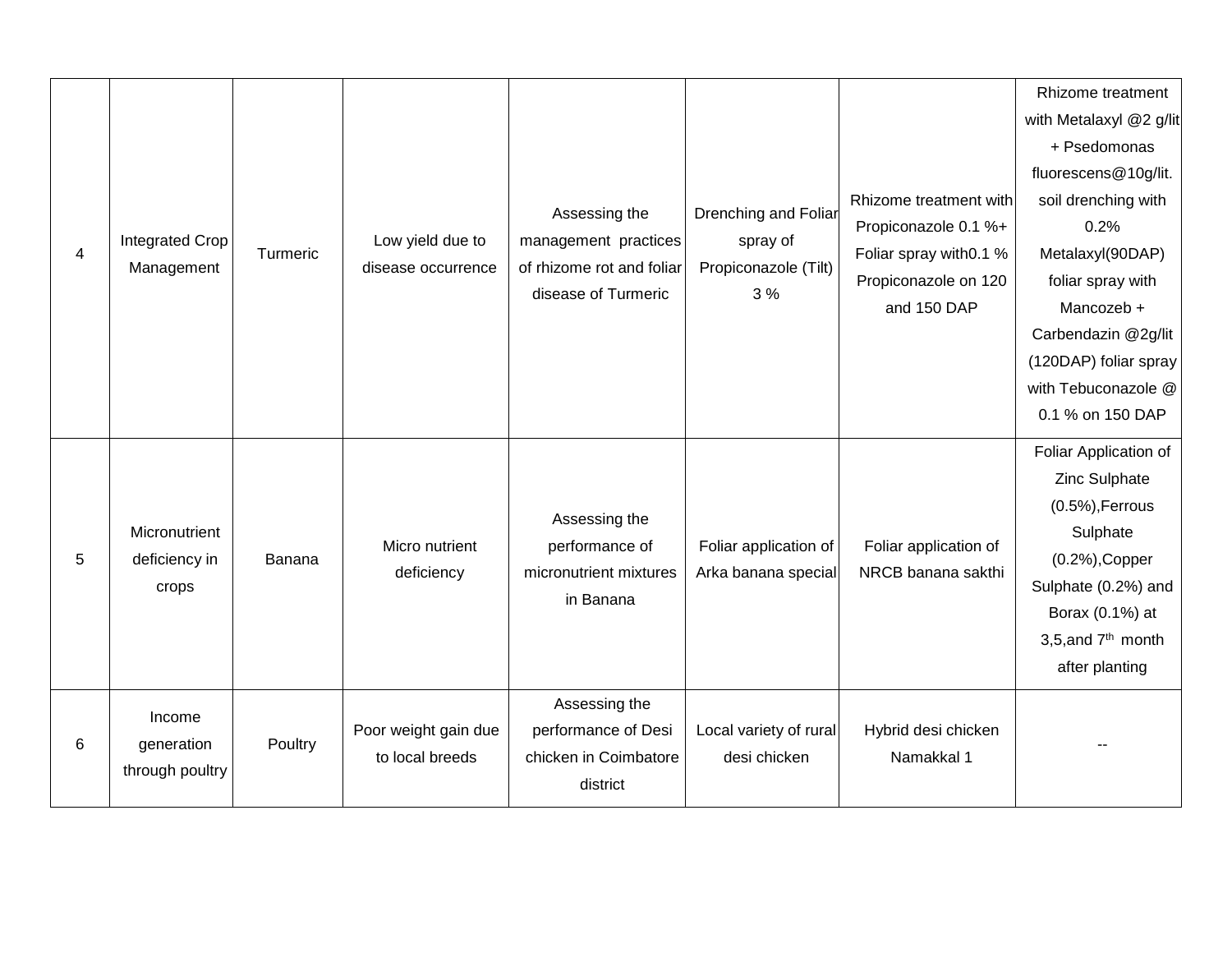| 4 | Integrated Crop Management | Turmeric | Low yield due to disease occurrence | Assessing the management practices of rhizome rot and foliar disease of Turmeric | Drenching and Foliar spray of Propiconazole (Tilt) 3 % | Rhizome treatment with Propiconazole 0.1 %+ Foliar spray with0.1 % Propiconazole on 120 and 150 DAP | Rhizome treatment with Metalaxyl @2 g/lit + Psedomonas fluorescens@10g/lit. soil drenching with 0.2% Metalaxyl(90DAP) foliar spray with Mancozeb + Carbendazin @2g/lit (120DAP) foliar spray with Tebuconazole @ 0.1 % on 150 DAP |
|---|---|---|---|---|---|---|---|
| 5 | Micronutrient deficiency in crops | Banana | Micro nutrient deficiency | Assessing the performance of micronutrient mixtures in Banana | Foliar application of Arka banana special | Foliar application of NRCB banana sakthi | Foliar Application of Zinc Sulphate (0.5%),Ferrous Sulphate (0.2%),Copper Sulphate (0.2%) and Borax (0.1%) at 3,5,and 7th month after planting |
| 6 | Income generation through poultry | Poultry | Poor weight gain due to local breeds | Assessing the performance of Desi chicken in Coimbatore district | Local variety of rural desi chicken | Hybrid desi chicken Namakkal 1 | -- |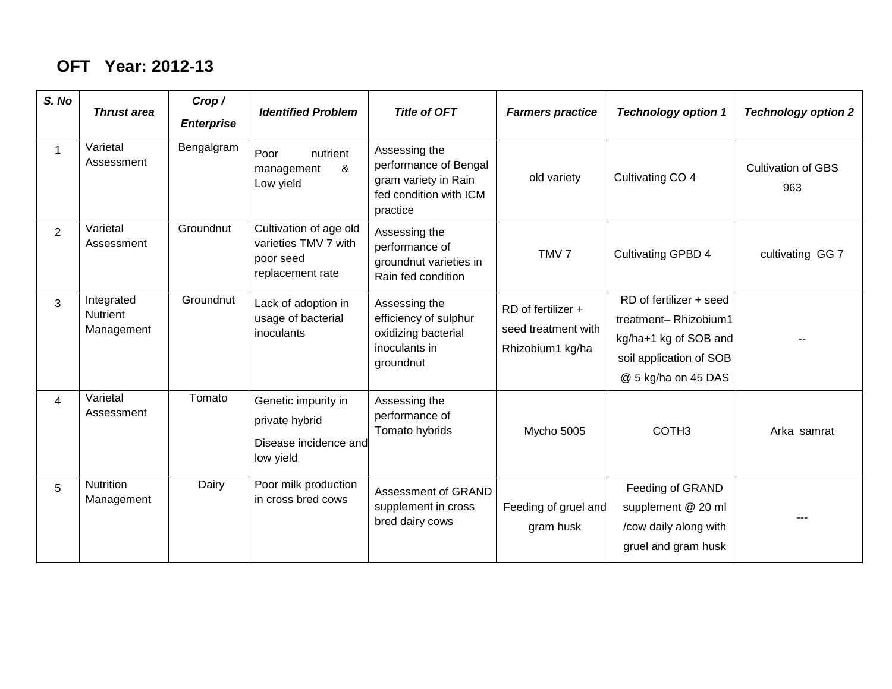## OFT Year: 2012-13

| S. No | Thrust area | Crop / Enterprise | Identified Problem | Title of OFT | Farmers practice | Technology option 1 | Technology option 2 |
|---|---|---|---|---|---|---|---|
| 1 | Varietal Assessment | Bengalgram | Poor nutrient management & Low yield | Assessing the performance of Bengal gram variety in Rain fed condition with ICM practice | old variety | Cultivating CO 4 | Cultivation of GBS 963 |
| 2 | Varietal Assessment | Groundnut | Cultivation of age old varieties TMV 7 with poor seed replacement rate | Assessing the performance of groundnut varieties in Rain fed condition | TMV 7 | Cultivating GPBD 4 | cultivating GG 7 |
| 3 | Integrated Nutrient Management | Groundnut | Lack of adoption in usage of bacterial inoculants | Assessing the efficiency of sulphur oxidizing bacterial inoculants in groundnut | RD of fertilizer + seed treatment with Rhizobium1 kg/ha | RD of fertilizer + seed treatment– Rhizobium1 kg/ha+1 kg of SOB and soil application of SOB @ 5 kg/ha on 45 DAS | -- |
| 4 | Varietal Assessment | Tomato | Genetic impurity in private hybrid<br>Disease incidence and low yield | Assessing the performance of Tomato hybrids | Mycho 5005 | COTH3 | Arka samrat |
| 5 | Nutrition Management | Dairy | Poor milk production in cross bred cows | Assessment of GRAND supplement in cross bred dairy cows | Feeding of gruel and gram husk | Feeding of GRAND supplement @ 20 ml /cow daily along with gruel and gram husk | --- |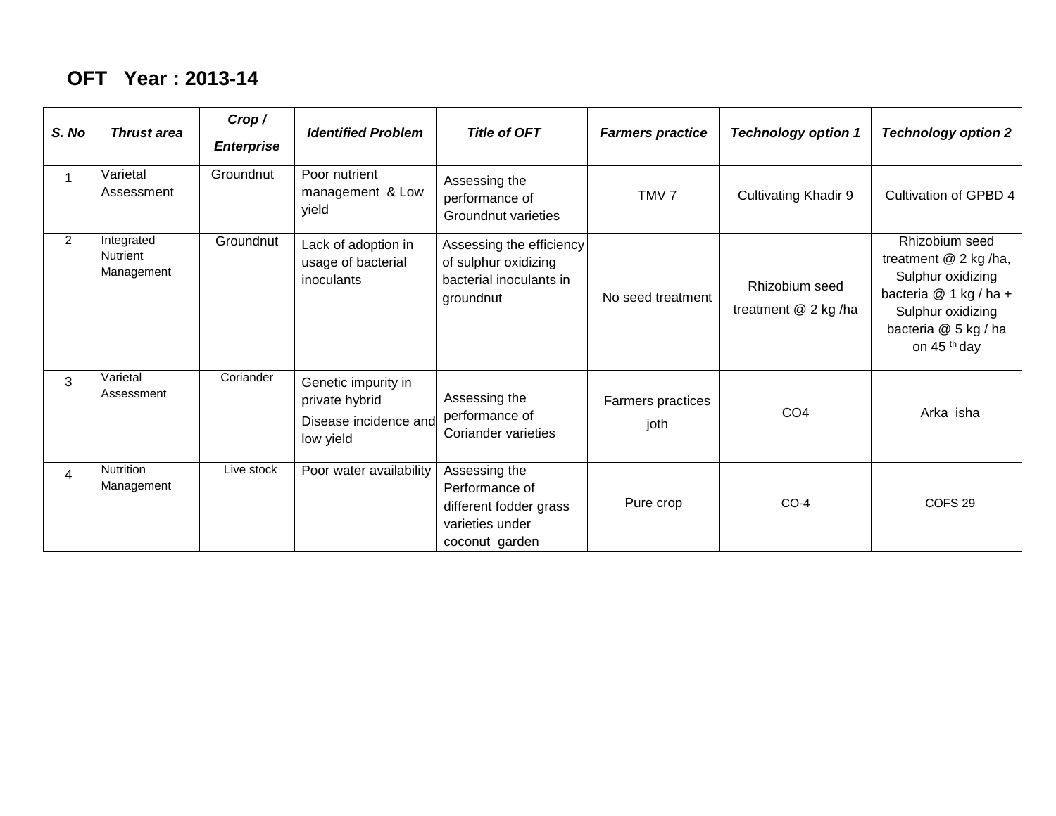## OFT Year : 2013-14

| S. No | Thrust area | Crop / Enterprise | Identified Problem | Title of OFT | Farmers practice | Technology option 1 | Technology option 2 |
|---|---|---|---|---|---|---|---|
| 1 | Varietal Assessment | Groundnut | Poor nutrient management & Low yield | Assessing the performance of Groundnut varieties | TMV 7 | Cultivating Khadir 9 | Cultivation of GPBD 4 |
| 2 | Integrated Nutrient Management | Groundnut | Lack of adoption in usage of bacterial inoculants | Assessing the efficiency of sulphur oxidizing bacterial inoculants in groundnut | No seed treatment | Rhizobium seed treatment @ 2 kg /ha | Rhizobium seed treatment @ 2 kg /ha, Sulphur oxidizing bacteria @ 1 kg / ha + Sulphur oxidizing bacteria @ 5 kg / ha on 45 th day |
| 3 | Varietal Assessment | Coriander | Genetic impurity in private hybrid Disease incidence and low yield | Assessing the performance of Coriander varieties | Farmers practices joth | CO4 | Arka isha |
| 4 | Nutrition Management | Live stock | Poor water availability | Assessing the Performance of different fodder grass varieties under coconut garden | Pure crop | CO-4 | COFS 29 |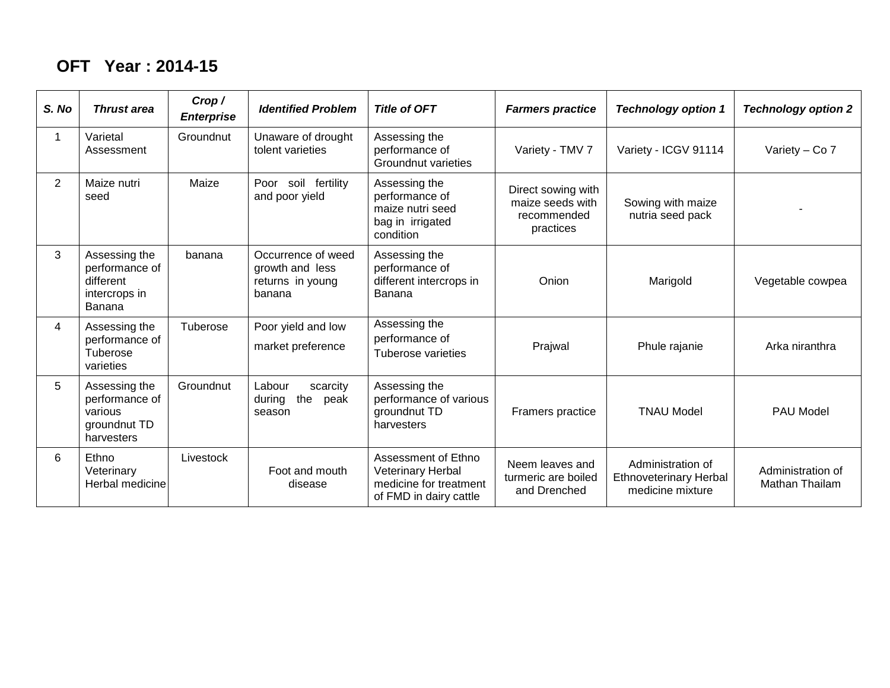## OFT Year : 2014-15

| S. No | Thrust area | Crop / Enterprise | Identified Problem | Title of OFT | Farmers practice | Technology option 1 | Technology option 2 |
|---|---|---|---|---|---|---|---|
| 1 | Varietal Assessment | Groundnut | Unaware of drought tolent varieties | Assessing the performance of Groundnut varieties | Variety - TMV 7 | Variety - ICGV 91114 | Variety – Co 7 |
| 2 | Maize nutri seed | Maize | Poor soil fertility and poor yield | Assessing the performance of maize nutri seed bag in irrigated condition | Direct sowing with maize seeds with recommended practices | Sowing with maize nutria seed pack | - |
| 3 | Assessing the performance of different intercrops in Banana | banana | Occurrence of weed growth and less returns in young banana | Assessing the performance of different intercrops in Banana | Onion | Marigold | Vegetable cowpea |
| 4 | Assessing the performance of Tuberose varieties | Tuberose | Poor yield and low market preference | Assessing the performance of Tuberose varieties | Prajwal | Phule rajanie | Arka niranthra |
| 5 | Assessing the performance of various groundnut TD harvesters | Groundnut | Labour scarcity during the peak season | Assessing the performance of various groundnut TD harvesters | Framers practice | TNAU Model | PAU Model |
| 6 | Ethno Veterinary Herbal medicine | Livestock | Foot and mouth disease | Assessment of Ethno Veterinary Herbal medicine for treatment of FMD in dairy cattle | Neem leaves and turmeric are boiled and Drenched | Administration of Ethnoveterinary Herbal medicine mixture | Administration of Mathan Thailam |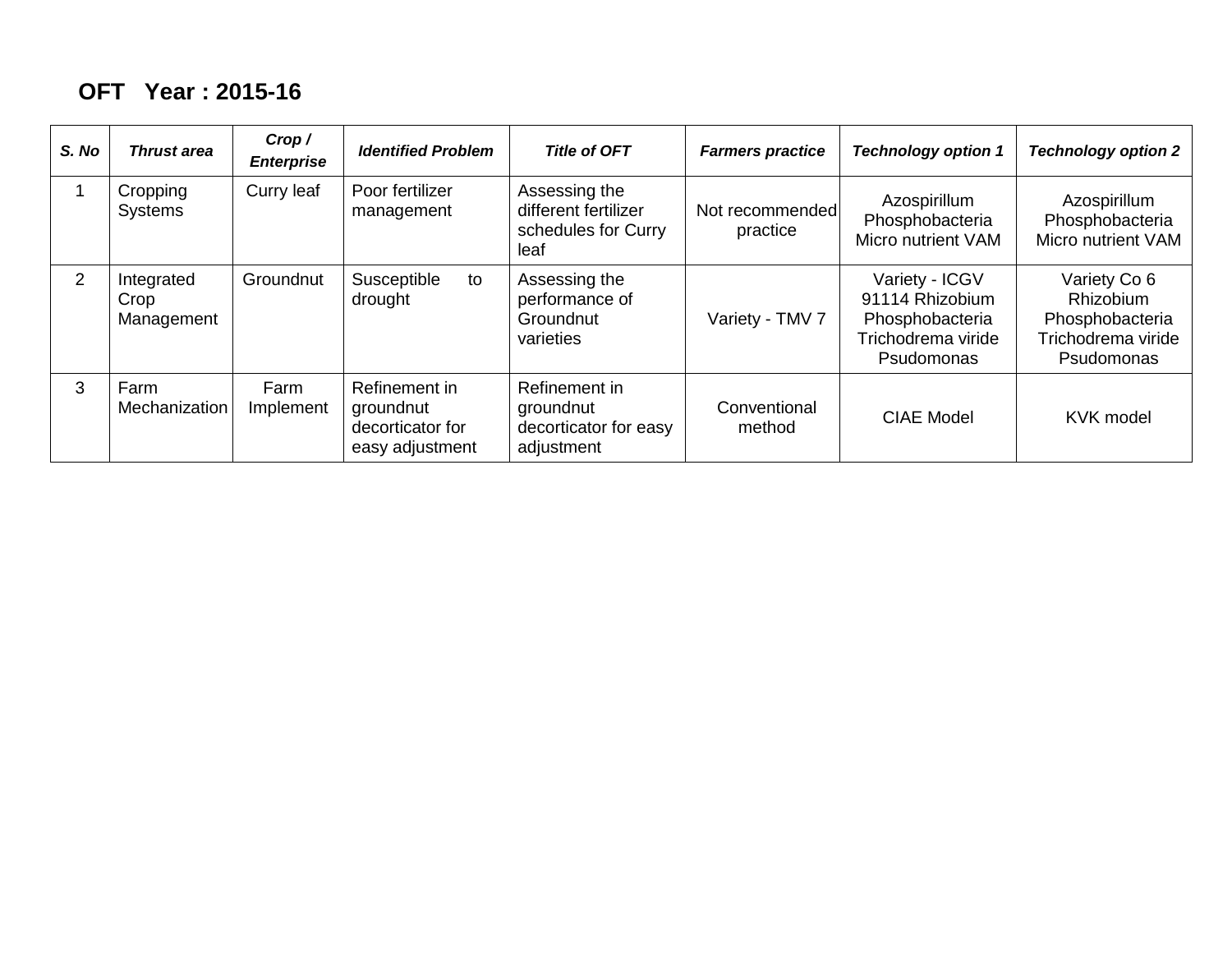## OFT Year : 2015-16

| *S. No* | *Thrust area* | *Crop / Enterprise* | *Identified Problem* | *Title of OFT* | *Farmers practice* | *Technology option 1* | *Technology option 2* |
|---|---|---|---|---|---|---|---|
| 1 | Cropping Systems | Curry leaf | Poor fertilizer management | Assessing the different fertilizer schedules for Curry leaf | Not recommended practice | Azospirillum Phosphobacteria Micro nutrient VAM | Azospirillum Phosphobacteria Micro nutrient VAM |
| 2 | Integrated Crop Management | Groundnut | Susceptible to drought | Assessing the performance of Groundnut varieties | Variety - TMV 7 | Variety - ICGV 91114 Rhizobium Phosphobacteria Trichodrema viride Psudomonas | Variety Co 6 Rhizobium Phosphobacteria Trichodrema viride Psudomonas |
| 3 | Farm Mechanization | Farm Implement | Refinement in groundnut decorticator for easy adjustment | Refinement in groundnut decorticator for easy adjustment | Conventional method | CIAE Model | KVK model |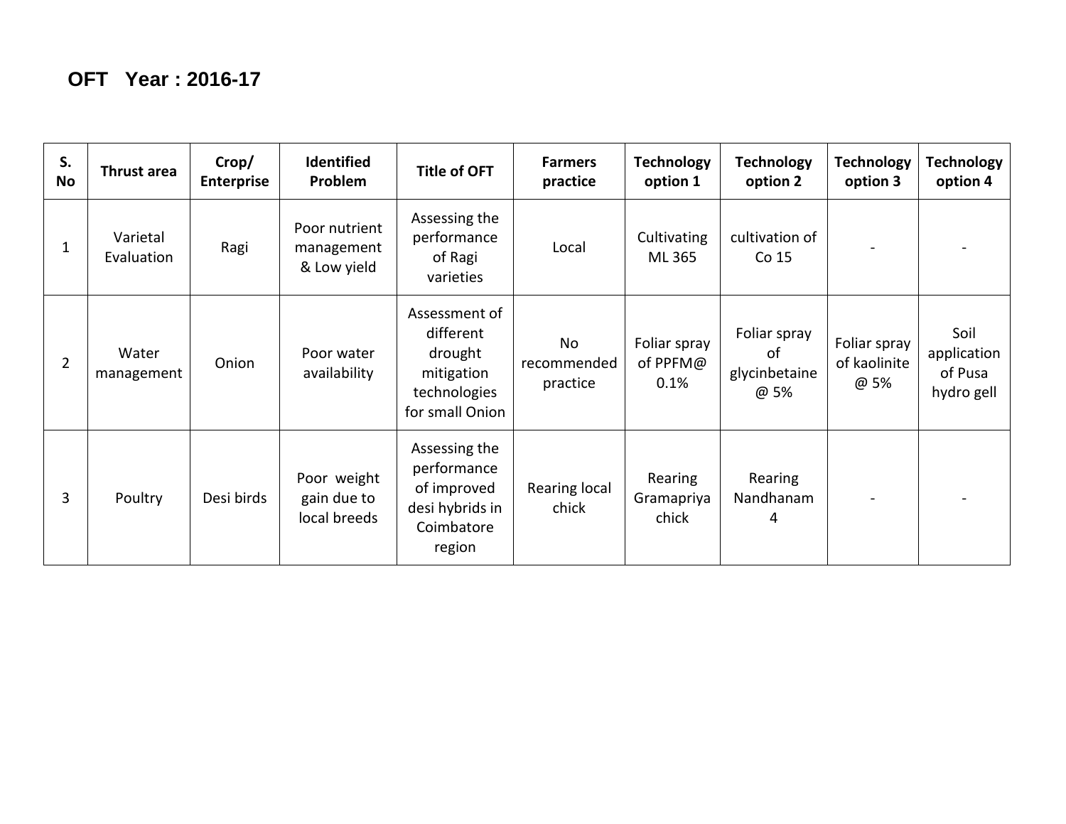# OFT Year : 2016-17

| S. No | Thrust area | Crop/ Enterprise | Identified Problem | Title of OFT | Farmers practice | Technology option 1 | Technology option 2 | Technology option 3 | Technology option 4 |
|---|---|---|---|---|---|---|---|---|---|
| 1 | Varietal Evaluation | Ragi | Poor nutrient management & Low yield | Assessing the performance of Ragi varieties | Local | Cultivating ML 365 | cultivation of Co 15 | - | - |
| 2 | Water management | Onion | Poor water availability | Assessment of different drought mitigation technologies for small Onion | No recommended practice | Foliar spray of PPFM@ 0.1% | Foliar spray of glycinbetaine @ 5% | Foliar spray of kaolinite @ 5% | Soil application of Pusa hydro gell |
| 3 | Poultry | Desi birds | Poor weight gain due to local breeds | Assessing the performance of improved desi hybrids in Coimbatore region | Rearing local chick | Rearing Gramapriya chick | Rearing Nandhanam 4 | - | - |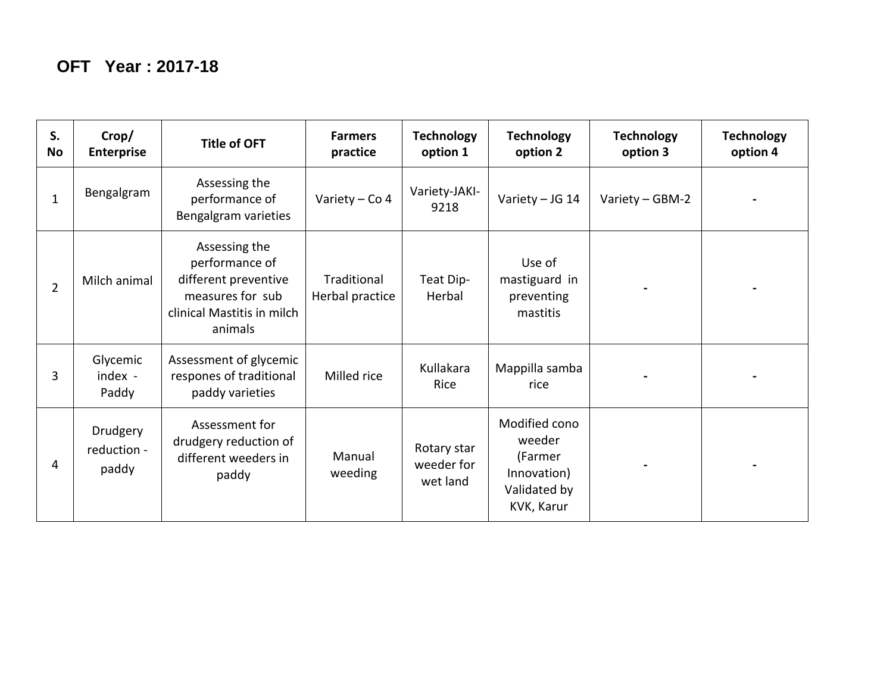**OFT Year : 2017-18**

| S. No | Crop/ Enterprise | Title of OFT | Farmers practice | Technology option 1 | Technology option 2 | Technology option 3 | Technology option 4 |
|---|---|---|---|---|---|---|---|
| 1 | Bengalgram | Assessing the performance of Bengalgram varieties | Variety – Co 4 | Variety-JAKI-9218 | Variety – JG 14 | Variety – GBM-2 | - |
| 2 | Milch animal | Assessing the performance of different preventive measures for sub clinical Mastitis in milch animals | Traditional Herbal practice | Teat Dip-Herbal | Use of mastiguard in preventing mastitis | - | - |
| 3 | Glycemic index - Paddy | Assessment of glycemic respones of traditional paddy varieties | Milled rice | Kullakara Rice | Mappilla samba rice | - | - |
| 4 | Drudgery reduction - paddy | Assessment for drudgery reduction of different weeders in paddy | Manual weeding | Rotary star weeder for wet land | Modified cono weeder (Farmer Innovation) Validated by KVK, Karur | - | - |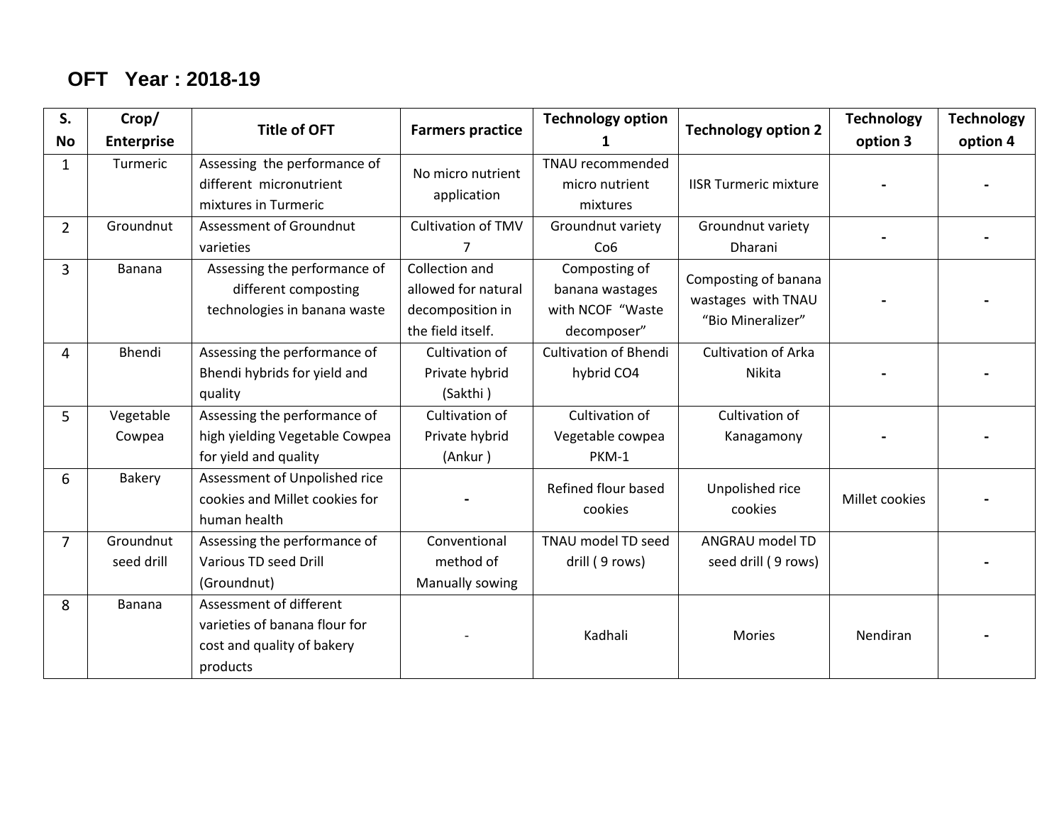## OFT Year : 2018-19

| S. No | Crop/ Enterprise | Title of OFT | Farmers practice | Technology option 1 | Technology option 2 | Technology option 3 | Technology option 4 |
|---|---|---|---|---|---|---|---|
| 1 | Turmeric | Assessing the performance of different micronutrient mixtures in Turmeric | No micro nutrient application | TNAU recommended micro nutrient mixtures | IISR Turmeric mixture | - | - |
| 2 | Groundnut | Assessment of Groundnut varieties | Cultivation of TMV 7 | Groundnut variety Co6 | Groundnut variety Dharani | - | - |
| 3 | Banana | Assessing the performance of different composting technologies in banana waste | Collection and allowed for natural decomposition in the field itself. | Composting of banana wastages with NCOF "Waste decomposer" | Composting of banana wastages with TNAU "Bio Mineralizer" | - | - |
| 4 | Bhendi | Assessing the performance of Bhendi hybrids for yield and quality | Cultivation of Private hybrid (Sakthi ) | Cultivation of Bhendi hybrid CO4 | Cultivation of Arka Nikita | - | - |
| 5 | Vegetable Cowpea | Assessing the performance of high yielding Vegetable Cowpea for yield and quality | Cultivation of Private hybrid (Ankur ) | Cultivation of Vegetable cowpea PKM-1 | Cultivation of Kanagamony | - | - |
| 6 | Bakery | Assessment of Unpolished rice cookies and Millet cookies for human health | - | Refined flour based cookies | Unpolished rice cookies | Millet cookies | - |
| 7 | Groundnut seed drill | Assessing the performance of Various TD seed Drill (Groundnut) | Conventional method of Manually sowing | TNAU model TD seed drill ( 9 rows) | ANGRAU model TD seed drill ( 9 rows) | | - |
| 8 | Banana | Assessment of different varieties of banana flour for cost and quality of bakery products | - | Kadhali | Mories | Nendiran | - |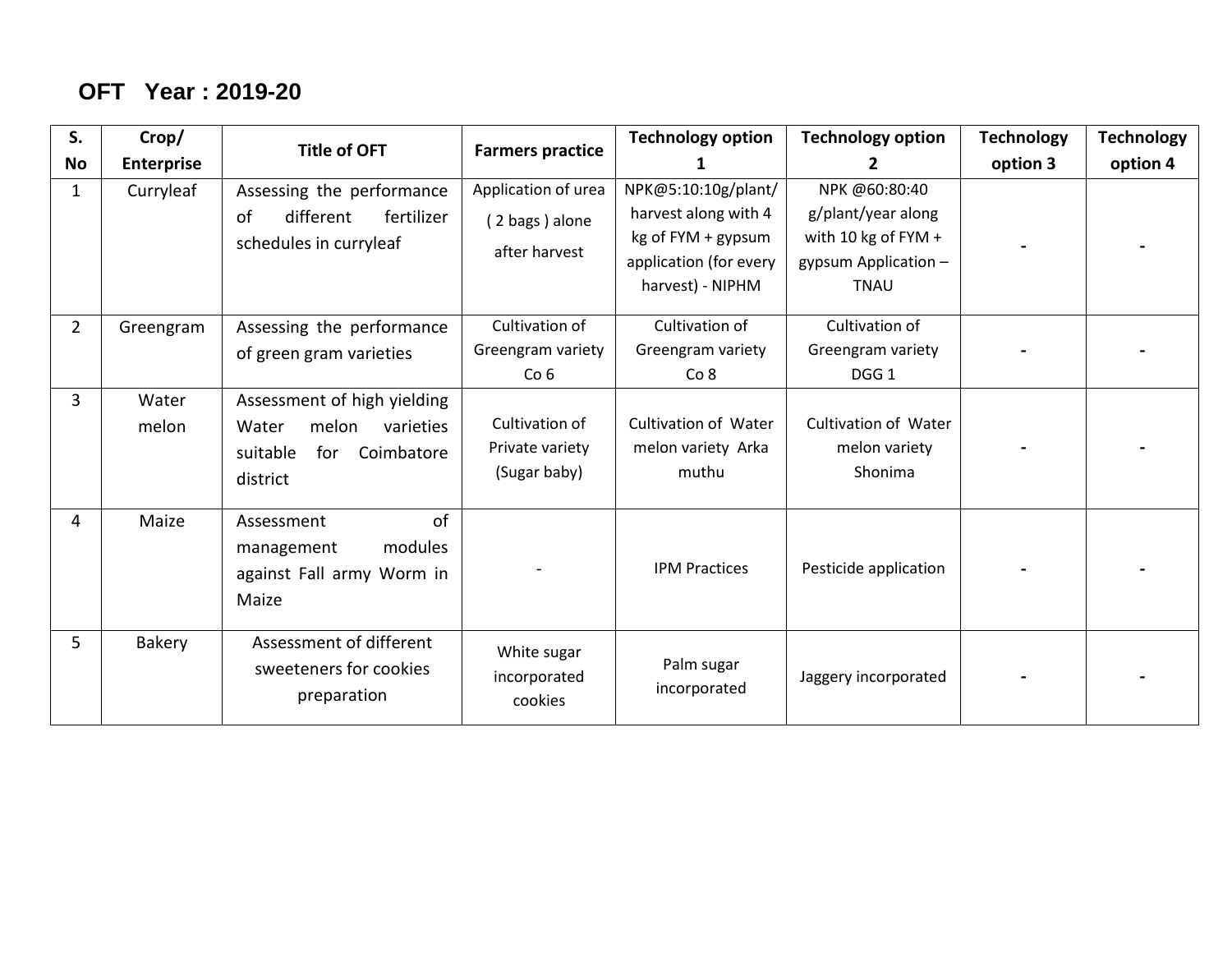## OFT Year : 2019-20

| S. No | Crop/ Enterprise | Title of OFT | Farmers practice | Technology option 1 | Technology option 2 | Technology option 3 | Technology option 4 |
|---|---|---|---|---|---|---|---|
| 1 | Curryleaf | Assessing the performance of different fertilizer schedules in curryleaf | Application of urea ( 2 bags ) alone after harvest | NPK@5:10:10g/plant/ harvest along with 4 kg of FYM + gypsum application (for every harvest) - NIPHM | NPK @60:80:40 g/plant/year along with 10 kg of FYM + gypsum Application – TNAU | - | - |
| 2 | Greengram | Assessing the performance of green gram varieties | Cultivation of Greengram variety Co 6 | Cultivation of Greengram variety Co 8 | Cultivation of Greengram variety DGG 1 | - | - |
| 3 | Water melon | Assessment of high yielding Water melon varieties suitable for Coimbatore district | Cultivation of Private variety (Sugar baby) | Cultivation of Water melon variety Arka muthu | Cultivation of Water melon variety Shonima | - | - |
| 4 | Maize | Assessment of management modules against Fall army Worm in Maize | - | IPM Practices | Pesticide application | - | - |
| 5 | Bakery | Assessment of different sweeteners for cookies preparation | White sugar incorporated cookies | Palm sugar incorporated | Jaggery incorporated | - | - |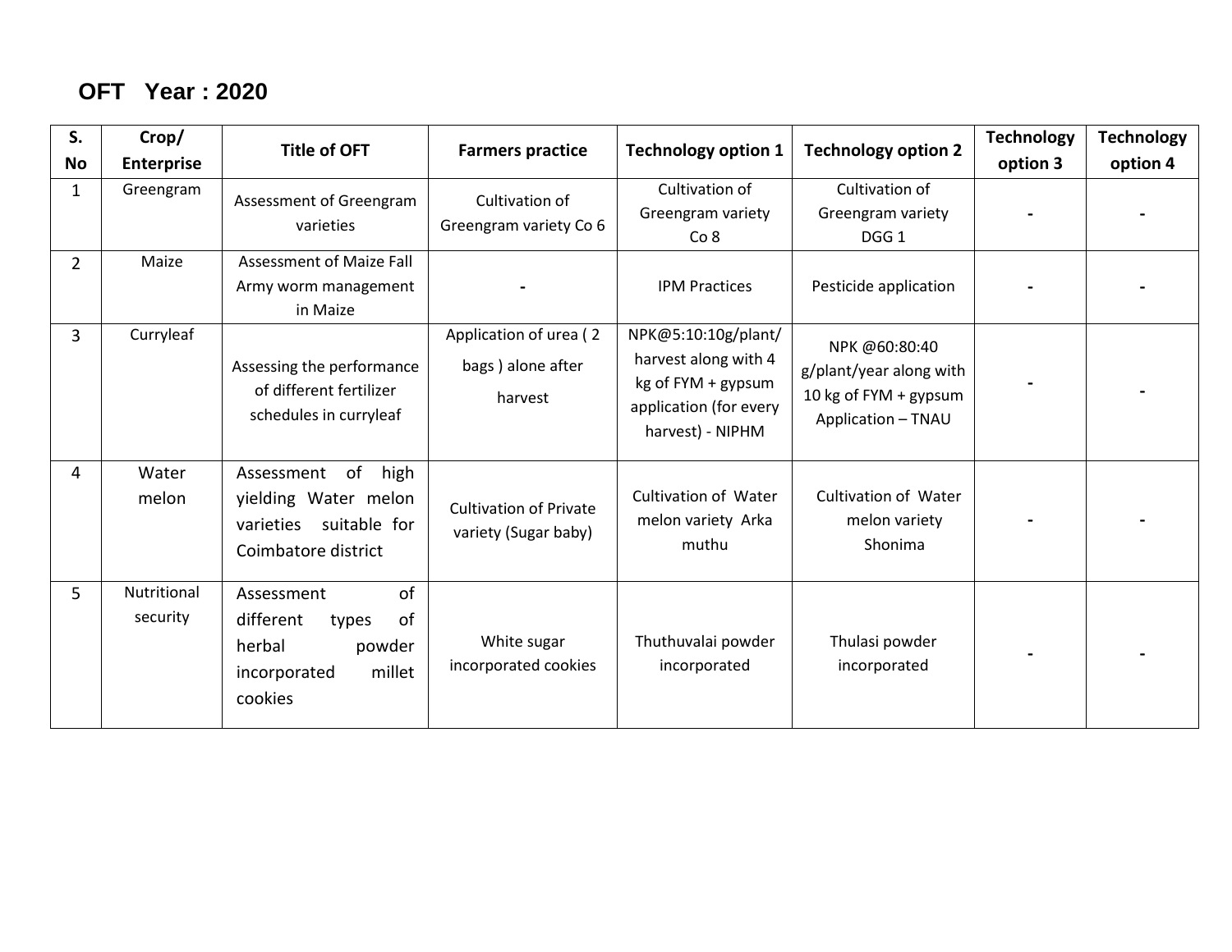## OFT Year : 2020

| S. No | Crop/ Enterprise | Title of OFT | Farmers practice | Technology option 1 | Technology option 2 | Technology option 3 | Technology option 4 |
|---|---|---|---|---|---|---|---|
| 1 | Greengram | Assessment of Greengram varieties | Cultivation of Greengram variety Co 6 | Cultivation of Greengram variety Co 8 | Cultivation of Greengram variety DGG 1 | - | - |
| 2 | Maize | Assessment of Maize Fall Army worm management in Maize | - | IPM Practices | Pesticide application | - | - |
| 3 | Curryleaf | Assessing the performance of different fertilizer schedules in curryleaf | Application of urea ( 2 bags ) alone after harvest | NPK@5:10:10g/plant/ harvest along with 4 kg of FYM + gypsum application (for every harvest) - NIPHM | NPK @60:80:40 g/plant/year along with 10 kg of FYM + gypsum Application – TNAU | - | - |
| 4 | Water melon | Assessment of high yielding Water melon varieties suitable for Coimbatore district | Cultivation of Private variety (Sugar baby) | Cultivation of Water melon variety Arka muthu | Cultivation of Water melon variety Shonima | - | - |
| 5 | Nutritional security | Assessment of different types of herbal powder incorporated millet cookies | White sugar incorporated cookies | Thuthuvalai powder incorporated | Thulasi powder incorporated | - | - |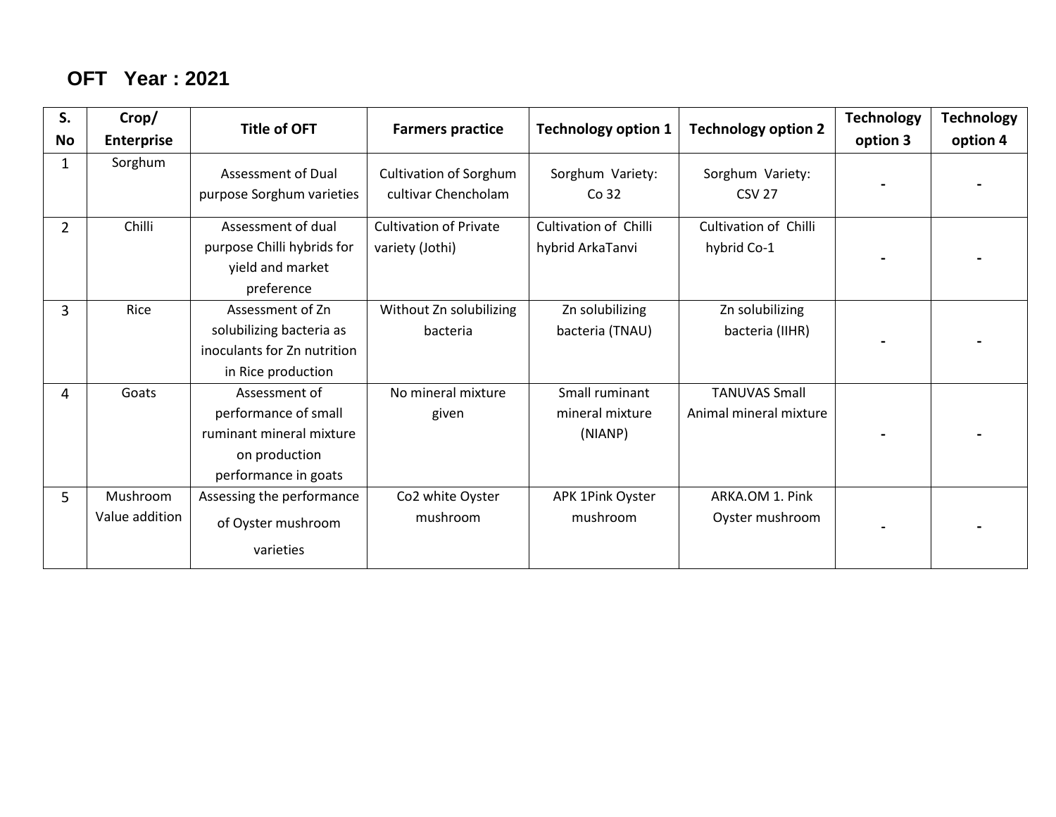## OFT Year : 2021

| S. No | Crop/ Enterprise | Title of OFT | Farmers practice | Technology option 1 | Technology option 2 | Technology option 3 | Technology option 4 |
|---|---|---|---|---|---|---|---|
| 1 | Sorghum | Assessment of Dual purpose Sorghum varieties | Cultivation of Sorghum cultivar Chencholam | Sorghum Variety: Co 32 | Sorghum Variety: CSV 27 | - | - |
| 2 | Chilli | Assessment of dual purpose Chilli hybrids for yield and market preference | Cultivation of Private variety (Jothi) | Cultivation of Chilli hybrid ArkaTanvi | Cultivation of Chilli hybrid Co-1 | - | - |
| 3 | Rice | Assessment of Zn solubilizing bacteria as inoculants for Zn nutrition in Rice production | Without Zn solubilizing bacteria | Zn solubilizing bacteria (TNAU) | Zn solubilizing bacteria (IIHR) | - | - |
| 4 | Goats | Assessment of performance of small ruminant mineral mixture on production performance in goats | No mineral mixture given | Small ruminant mineral mixture (NIANP) | TANUVAS Small Animal mineral mixture | - | - |
| 5 | Mushroom Value addition | Assessing the performance of Oyster mushroom varieties | Co2 white Oyster mushroom | APK 1Pink Oyster mushroom | ARKA.OM 1. Pink Oyster mushroom | - | - |